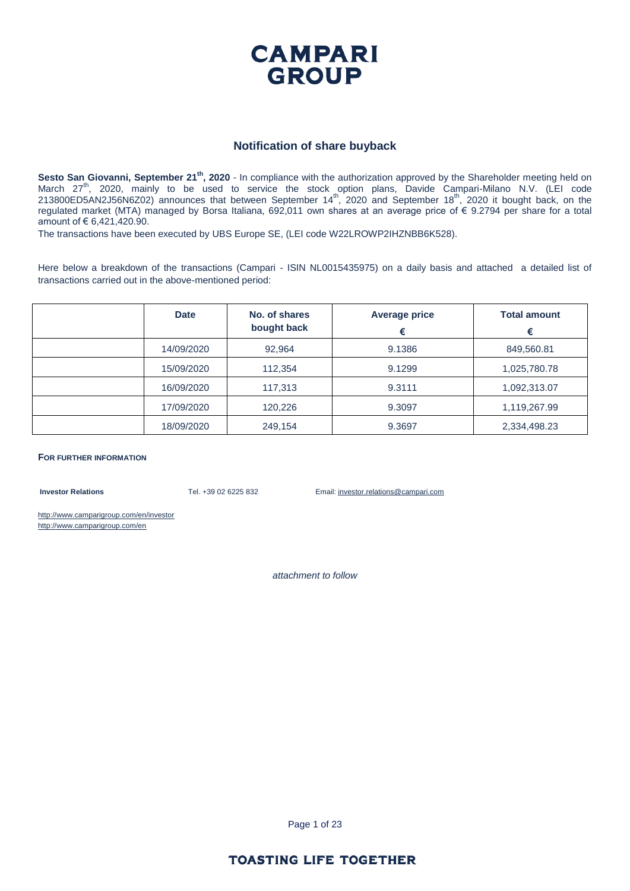# CAMPARI GROUP

## Notification of share buyback

**Sesto San Giovanni, September 21th, 2020** - In compliance with the authorization approved by the Shareholder meeting held on March 27th, 2020, mainly to be used to service the stock option plans, Davide Campari-Milano N.V. (LEI code 213800ED5AN2J56N6Z02) announces that between September 14th, 2020 and September 18th, 2020 it bought back, on the regulated market (MTA) managed by Borsa Italiana, 692,011 own shares at an average price of € 9.2794 per share for a total amount of € 6,421,420.90.

The transactions have been executed by UBS Europe SE, (LEI code W22LROWP2IHZNBB6K528).

Here below a breakdown of the transactions (Campari - ISIN NL0015435975) on a daily basis and attached a detailed list of transactions carried out in the above-mentioned period:

| | Date | No. of shares bought back | Average price € | Total amount € |
|---|---|---|---|---|
| | 14/09/2020 | 92,964 | 9.1386 | 849,560.81 |
| | 15/09/2020 | 112,354 | 9.1299 | 1,025,780.78 |
| | 16/09/2020 | 117,313 | 9.3111 | 1,092,313.07 |
| | 17/09/2020 | 120,226 | 9.3097 | 1,119,267.99 |
| | 18/09/2020 | 249,154 | 9.3697 | 2,334,498.23 |

**FOR FURTHER INFORMATION**

**Investor Relations** Tel. +39 02 6225 832 Email: investor.relations@campari.com

http://www.camparigroup.com/en/investor
http://www.camparigroup.com/en

*attachment to follow*

**TOASTING LIFE TOGETHER**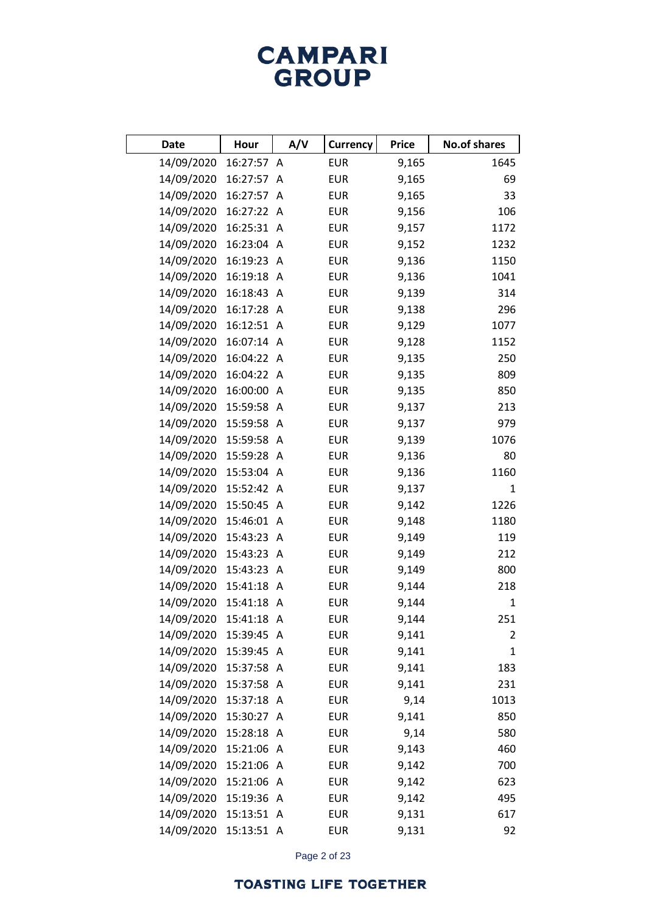# CAMPARI GROUP

| Date | Hour | A/V | Currency | Price | No.of shares |
|---|---|---|---|---|---|
| 14/09/2020 | 16:27:57 | A | EUR | 9,165 | 1645 |
| 14/09/2020 | 16:27:57 | A | EUR | 9,165 | 69 |
| 14/09/2020 | 16:27:57 | A | EUR | 9,165 | 33 |
| 14/09/2020 | 16:27:22 | A | EUR | 9,156 | 106 |
| 14/09/2020 | 16:25:31 | A | EUR | 9,157 | 1172 |
| 14/09/2020 | 16:23:04 | A | EUR | 9,152 | 1232 |
| 14/09/2020 | 16:19:23 | A | EUR | 9,136 | 1150 |
| 14/09/2020 | 16:19:18 | A | EUR | 9,136 | 1041 |
| 14/09/2020 | 16:18:43 | A | EUR | 9,139 | 314 |
| 14/09/2020 | 16:17:28 | A | EUR | 9,138 | 296 |
| 14/09/2020 | 16:12:51 | A | EUR | 9,129 | 1077 |
| 14/09/2020 | 16:07:14 | A | EUR | 9,128 | 1152 |
| 14/09/2020 | 16:04:22 | A | EUR | 9,135 | 250 |
| 14/09/2020 | 16:04:22 | A | EUR | 9,135 | 809 |
| 14/09/2020 | 16:00:00 | A | EUR | 9,135 | 850 |
| 14/09/2020 | 15:59:58 | A | EUR | 9,137 | 213 |
| 14/09/2020 | 15:59:58 | A | EUR | 9,137 | 979 |
| 14/09/2020 | 15:59:58 | A | EUR | 9,139 | 1076 |
| 14/09/2020 | 15:59:28 | A | EUR | 9,136 | 80 |
| 14/09/2020 | 15:53:04 | A | EUR | 9,136 | 1160 |
| 14/09/2020 | 15:52:42 | A | EUR | 9,137 | 1 |
| 14/09/2020 | 15:50:45 | A | EUR | 9,142 | 1226 |
| 14/09/2020 | 15:46:01 | A | EUR | 9,148 | 1180 |
| 14/09/2020 | 15:43:23 | A | EUR | 9,149 | 119 |
| 14/09/2020 | 15:43:23 | A | EUR | 9,149 | 212 |
| 14/09/2020 | 15:43:23 | A | EUR | 9,149 | 800 |
| 14/09/2020 | 15:41:18 | A | EUR | 9,144 | 218 |
| 14/09/2020 | 15:41:18 | A | EUR | 9,144 | 1 |
| 14/09/2020 | 15:41:18 | A | EUR | 9,144 | 251 |
| 14/09/2020 | 15:39:45 | A | EUR | 9,141 | 2 |
| 14/09/2020 | 15:39:45 | A | EUR | 9,141 | 1 |
| 14/09/2020 | 15:37:58 | A | EUR | 9,141 | 183 |
| 14/09/2020 | 15:37:58 | A | EUR | 9,141 | 231 |
| 14/09/2020 | 15:37:18 | A | EUR | 9,14 | 1013 |
| 14/09/2020 | 15:30:27 | A | EUR | 9,141 | 850 |
| 14/09/2020 | 15:28:18 | A | EUR | 9,14 | 580 |
| 14/09/2020 | 15:21:06 | A | EUR | 9,143 | 460 |
| 14/09/2020 | 15:21:06 | A | EUR | 9,142 | 700 |
| 14/09/2020 | 15:21:06 | A | EUR | 9,142 | 623 |
| 14/09/2020 | 15:19:36 | A | EUR | 9,142 | 495 |
| 14/09/2020 | 15:13:51 | A | EUR | 9,131 | 617 |
| 14/09/2020 | 15:13:51 | A | EUR | 9,131 | 92 |

TOASTING LIFE TOGETHER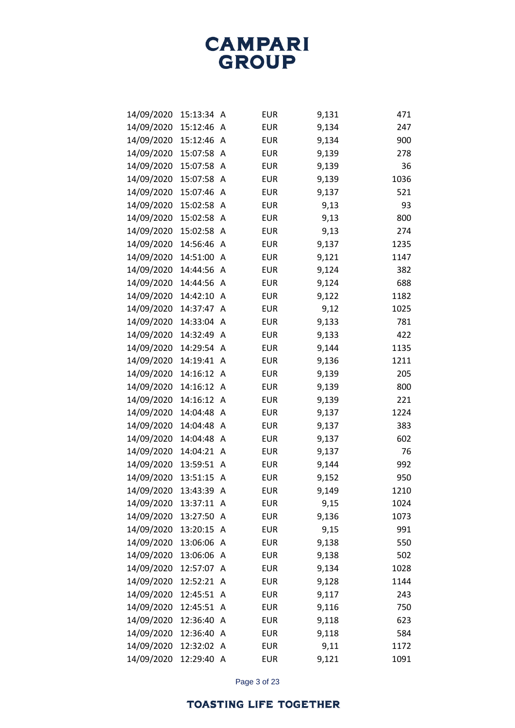| | | | | | |
|---|---|---|---|---|---|
| 14/09/2020 | 15:13:34 | A | EUR | 9,131 | 471 |
| 14/09/2020 | 15:12:46 | A | EUR | 9,134 | 247 |
| 14/09/2020 | 15:12:46 | A | EUR | 9,134 | 900 |
| 14/09/2020 | 15:07:58 | A | EUR | 9,139 | 278 |
| 14/09/2020 | 15:07:58 | A | EUR | 9,139 | 36 |
| 14/09/2020 | 15:07:58 | A | EUR | 9,139 | 1036 |
| 14/09/2020 | 15:07:46 | A | EUR | 9,137 | 521 |
| 14/09/2020 | 15:02:58 | A | EUR | 9,13 | 93 |
| 14/09/2020 | 15:02:58 | A | EUR | 9,13 | 800 |
| 14/09/2020 | 15:02:58 | A | EUR | 9,13 | 274 |
| 14/09/2020 | 14:56:46 | A | EUR | 9,137 | 1235 |
| 14/09/2020 | 14:51:00 | A | EUR | 9,121 | 1147 |
| 14/09/2020 | 14:44:56 | A | EUR | 9,124 | 382 |
| 14/09/2020 | 14:44:56 | A | EUR | 9,124 | 688 |
| 14/09/2020 | 14:42:10 | A | EUR | 9,122 | 1182 |
| 14/09/2020 | 14:37:47 | A | EUR | 9,12 | 1025 |
| 14/09/2020 | 14:33:04 | A | EUR | 9,133 | 781 |
| 14/09/2020 | 14:32:49 | A | EUR | 9,133 | 422 |
| 14/09/2020 | 14:29:54 | A | EUR | 9,144 | 1135 |
| 14/09/2020 | 14:19:41 | A | EUR | 9,136 | 1211 |
| 14/09/2020 | 14:16:12 | A | EUR | 9,139 | 205 |
| 14/09/2020 | 14:16:12 | A | EUR | 9,139 | 800 |
| 14/09/2020 | 14:16:12 | A | EUR | 9,139 | 221 |
| 14/09/2020 | 14:04:48 | A | EUR | 9,137 | 1224 |
| 14/09/2020 | 14:04:48 | A | EUR | 9,137 | 383 |
| 14/09/2020 | 14:04:48 | A | EUR | 9,137 | 602 |
| 14/09/2020 | 14:04:21 | A | EUR | 9,137 | 76 |
| 14/09/2020 | 13:59:51 | A | EUR | 9,144 | 992 |
| 14/09/2020 | 13:51:15 | A | EUR | 9,152 | 950 |
| 14/09/2020 | 13:43:39 | A | EUR | 9,149 | 1210 |
| 14/09/2020 | 13:37:11 | A | EUR | 9,15 | 1024 |
| 14/09/2020 | 13:27:50 | A | EUR | 9,136 | 1073 |
| 14/09/2020 | 13:20:15 | A | EUR | 9,15 | 991 |
| 14/09/2020 | 13:06:06 | A | EUR | 9,138 | 550 |
| 14/09/2020 | 13:06:06 | A | EUR | 9,138 | 502 |
| 14/09/2020 | 12:57:07 | A | EUR | 9,134 | 1028 |
| 14/09/2020 | 12:52:21 | A | EUR | 9,128 | 1144 |
| 14/09/2020 | 12:45:51 | A | EUR | 9,117 | 243 |
| 14/09/2020 | 12:45:51 | A | EUR | 9,116 | 750 |
| 14/09/2020 | 12:36:40 | A | EUR | 9,118 | 623 |
| 14/09/2020 | 12:36:40 | A | EUR | 9,118 | 584 |
| 14/09/2020 | 12:32:02 | A | EUR | 9,11 | 1172 |
| 14/09/2020 | 12:29:40 | A | EUR | 9,121 | 1091 |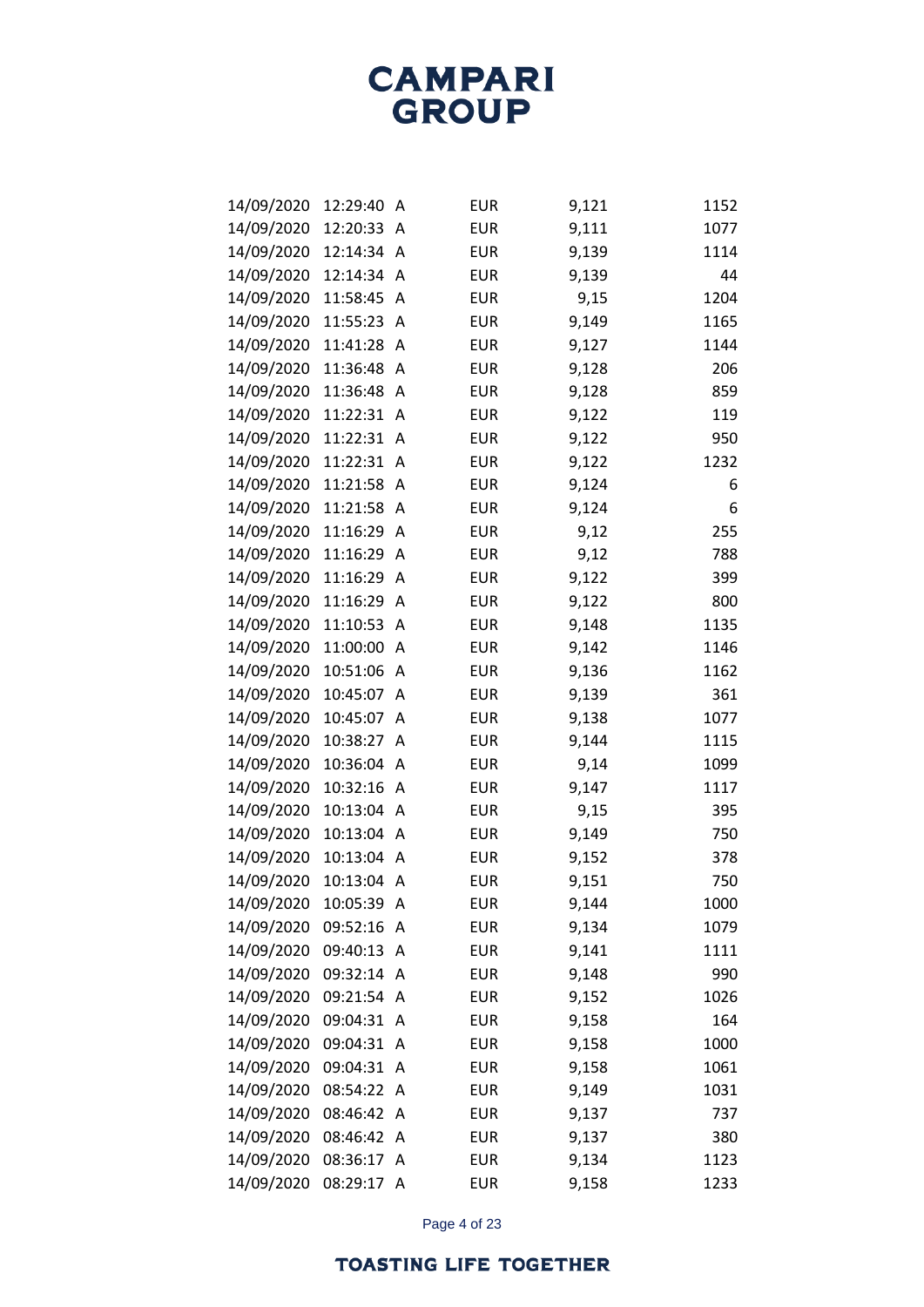| | | | | | |
|---|---|---|---|---|---|
| 14/09/2020 | 12:29:40 | A | EUR | 9,121 | 1152 |
| 14/09/2020 | 12:20:33 | A | EUR | 9,111 | 1077 |
| 14/09/2020 | 12:14:34 | A | EUR | 9,139 | 1114 |
| 14/09/2020 | 12:14:34 | A | EUR | 9,139 | 44 |
| 14/09/2020 | 11:58:45 | A | EUR | 9,15 | 1204 |
| 14/09/2020 | 11:55:23 | A | EUR | 9,149 | 1165 |
| 14/09/2020 | 11:41:28 | A | EUR | 9,127 | 1144 |
| 14/09/2020 | 11:36:48 | A | EUR | 9,128 | 206 |
| 14/09/2020 | 11:36:48 | A | EUR | 9,128 | 859 |
| 14/09/2020 | 11:22:31 | A | EUR | 9,122 | 119 |
| 14/09/2020 | 11:22:31 | A | EUR | 9,122 | 950 |
| 14/09/2020 | 11:22:31 | A | EUR | 9,122 | 1232 |
| 14/09/2020 | 11:21:58 | A | EUR | 9,124 | 6 |
| 14/09/2020 | 11:21:58 | A | EUR | 9,124 | 6 |
| 14/09/2020 | 11:16:29 | A | EUR | 9,12 | 255 |
| 14/09/2020 | 11:16:29 | A | EUR | 9,12 | 788 |
| 14/09/2020 | 11:16:29 | A | EUR | 9,122 | 399 |
| 14/09/2020 | 11:16:29 | A | EUR | 9,122 | 800 |
| 14/09/2020 | 11:10:53 | A | EUR | 9,148 | 1135 |
| 14/09/2020 | 11:00:00 | A | EUR | 9,142 | 1146 |
| 14/09/2020 | 10:51:06 | A | EUR | 9,136 | 1162 |
| 14/09/2020 | 10:45:07 | A | EUR | 9,139 | 361 |
| 14/09/2020 | 10:45:07 | A | EUR | 9,138 | 1077 |
| 14/09/2020 | 10:38:27 | A | EUR | 9,144 | 1115 |
| 14/09/2020 | 10:36:04 | A | EUR | 9,14 | 1099 |
| 14/09/2020 | 10:32:16 | A | EUR | 9,147 | 1117 |
| 14/09/2020 | 10:13:04 | A | EUR | 9,15 | 395 |
| 14/09/2020 | 10:13:04 | A | EUR | 9,149 | 750 |
| 14/09/2020 | 10:13:04 | A | EUR | 9,152 | 378 |
| 14/09/2020 | 10:13:04 | A | EUR | 9,151 | 750 |
| 14/09/2020 | 10:05:39 | A | EUR | 9,144 | 1000 |
| 14/09/2020 | 09:52:16 | A | EUR | 9,134 | 1079 |
| 14/09/2020 | 09:40:13 | A | EUR | 9,141 | 1111 |
| 14/09/2020 | 09:32:14 | A | EUR | 9,148 | 990 |
| 14/09/2020 | 09:21:54 | A | EUR | 9,152 | 1026 |
| 14/09/2020 | 09:04:31 | A | EUR | 9,158 | 164 |
| 14/09/2020 | 09:04:31 | A | EUR | 9,158 | 1000 |
| 14/09/2020 | 09:04:31 | A | EUR | 9,158 | 1061 |
| 14/09/2020 | 08:54:22 | A | EUR | 9,149 | 1031 |
| 14/09/2020 | 08:46:42 | A | EUR | 9,137 | 737 |
| 14/09/2020 | 08:46:42 | A | EUR | 9,137 | 380 |
| 14/09/2020 | 08:36:17 | A | EUR | 9,134 | 1123 |
| 14/09/2020 | 08:29:17 | A | EUR | 9,158 | 1233 |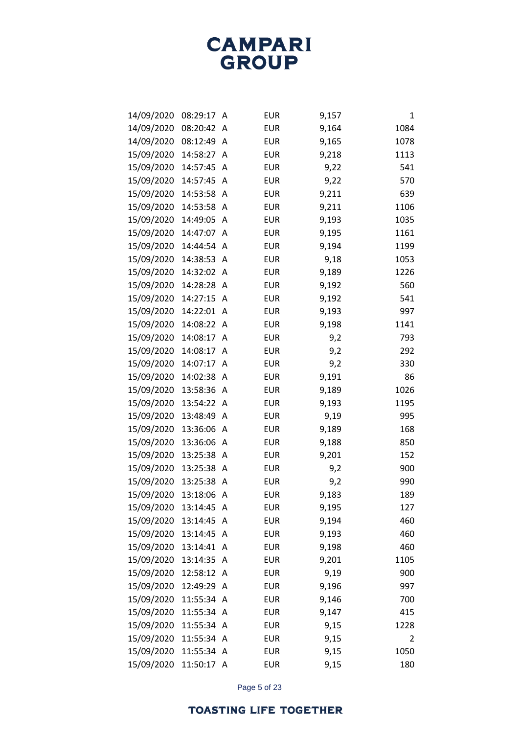| | | | | | |
|---|---|---|---|---|---|
| 14/09/2020 | 08:29:17 | A | EUR | 9,157 | 1 |
| 14/09/2020 | 08:20:42 | A | EUR | 9,164 | 1084 |
| 14/09/2020 | 08:12:49 | A | EUR | 9,165 | 1078 |
| 15/09/2020 | 14:58:27 | A | EUR | 9,218 | 1113 |
| 15/09/2020 | 14:57:45 | A | EUR | 9,22 | 541 |
| 15/09/2020 | 14:57:45 | A | EUR | 9,22 | 570 |
| 15/09/2020 | 14:53:58 | A | EUR | 9,211 | 639 |
| 15/09/2020 | 14:53:58 | A | EUR | 9,211 | 1106 |
| 15/09/2020 | 14:49:05 | A | EUR | 9,193 | 1035 |
| 15/09/2020 | 14:47:07 | A | EUR | 9,195 | 1161 |
| 15/09/2020 | 14:44:54 | A | EUR | 9,194 | 1199 |
| 15/09/2020 | 14:38:53 | A | EUR | 9,18 | 1053 |
| 15/09/2020 | 14:32:02 | A | EUR | 9,189 | 1226 |
| 15/09/2020 | 14:28:28 | A | EUR | 9,192 | 560 |
| 15/09/2020 | 14:27:15 | A | EUR | 9,192 | 541 |
| 15/09/2020 | 14:22:01 | A | EUR | 9,193 | 997 |
| 15/09/2020 | 14:08:22 | A | EUR | 9,198 | 1141 |
| 15/09/2020 | 14:08:17 | A | EUR | 9,2 | 793 |
| 15/09/2020 | 14:08:17 | A | EUR | 9,2 | 292 |
| 15/09/2020 | 14:07:17 | A | EUR | 9,2 | 330 |
| 15/09/2020 | 14:02:38 | A | EUR | 9,191 | 86 |
| 15/09/2020 | 13:58:36 | A | EUR | 9,189 | 1026 |
| 15/09/2020 | 13:54:22 | A | EUR | 9,193 | 1195 |
| 15/09/2020 | 13:48:49 | A | EUR | 9,19 | 995 |
| 15/09/2020 | 13:36:06 | A | EUR | 9,189 | 168 |
| 15/09/2020 | 13:36:06 | A | EUR | 9,188 | 850 |
| 15/09/2020 | 13:25:38 | A | EUR | 9,201 | 152 |
| 15/09/2020 | 13:25:38 | A | EUR | 9,2 | 900 |
| 15/09/2020 | 13:25:38 | A | EUR | 9,2 | 990 |
| 15/09/2020 | 13:18:06 | A | EUR | 9,183 | 189 |
| 15/09/2020 | 13:14:45 | A | EUR | 9,195 | 127 |
| 15/09/2020 | 13:14:45 | A | EUR | 9,194 | 460 |
| 15/09/2020 | 13:14:45 | A | EUR | 9,193 | 460 |
| 15/09/2020 | 13:14:41 | A | EUR | 9,198 | 460 |
| 15/09/2020 | 13:14:35 | A | EUR | 9,201 | 1105 |
| 15/09/2020 | 12:58:12 | A | EUR | 9,19 | 900 |
| 15/09/2020 | 12:49:29 | A | EUR | 9,196 | 997 |
| 15/09/2020 | 11:55:34 | A | EUR | 9,146 | 700 |
| 15/09/2020 | 11:55:34 | A | EUR | 9,147 | 415 |
| 15/09/2020 | 11:55:34 | A | EUR | 9,15 | 1228 |
| 15/09/2020 | 11:55:34 | A | EUR | 9,15 | 2 |
| 15/09/2020 | 11:55:34 | A | EUR | 9,15 | 1050 |
| 15/09/2020 | 11:50:17 | A | EUR | 9,15 | 180 |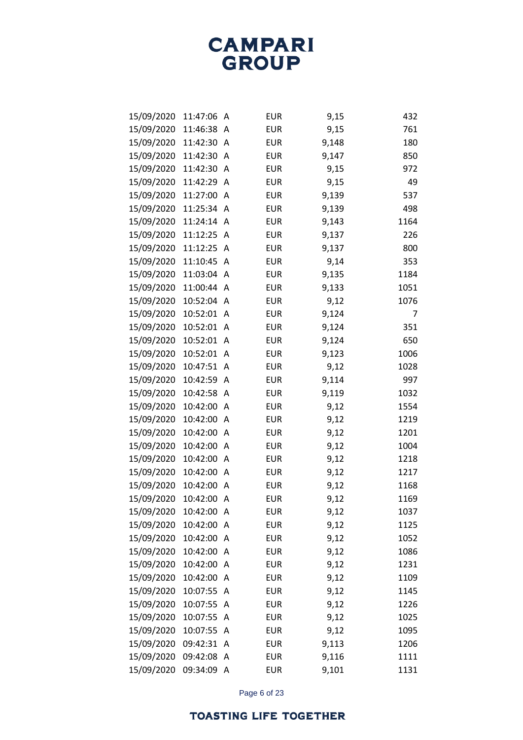| | | | | | |
|---|---|---|---|---|---|
| 15/09/2020 | 11:47:06 | A | EUR | 9,15 | 432 |
| 15/09/2020 | 11:46:38 | A | EUR | 9,15 | 761 |
| 15/09/2020 | 11:42:30 | A | EUR | 9,148 | 180 |
| 15/09/2020 | 11:42:30 | A | EUR | 9,147 | 850 |
| 15/09/2020 | 11:42:30 | A | EUR | 9,15 | 972 |
| 15/09/2020 | 11:42:29 | A | EUR | 9,15 | 49 |
| 15/09/2020 | 11:27:00 | A | EUR | 9,139 | 537 |
| 15/09/2020 | 11:25:34 | A | EUR | 9,139 | 498 |
| 15/09/2020 | 11:24:14 | A | EUR | 9,143 | 1164 |
| 15/09/2020 | 11:12:25 | A | EUR | 9,137 | 226 |
| 15/09/2020 | 11:12:25 | A | EUR | 9,137 | 800 |
| 15/09/2020 | 11:10:45 | A | EUR | 9,14 | 353 |
| 15/09/2020 | 11:03:04 | A | EUR | 9,135 | 1184 |
| 15/09/2020 | 11:00:44 | A | EUR | 9,133 | 1051 |
| 15/09/2020 | 10:52:04 | A | EUR | 9,12 | 1076 |
| 15/09/2020 | 10:52:01 | A | EUR | 9,124 | 7 |
| 15/09/2020 | 10:52:01 | A | EUR | 9,124 | 351 |
| 15/09/2020 | 10:52:01 | A | EUR | 9,124 | 650 |
| 15/09/2020 | 10:52:01 | A | EUR | 9,123 | 1006 |
| 15/09/2020 | 10:47:51 | A | EUR | 9,12 | 1028 |
| 15/09/2020 | 10:42:59 | A | EUR | 9,114 | 997 |
| 15/09/2020 | 10:42:58 | A | EUR | 9,119 | 1032 |
| 15/09/2020 | 10:42:00 | A | EUR | 9,12 | 1554 |
| 15/09/2020 | 10:42:00 | A | EUR | 9,12 | 1219 |
| 15/09/2020 | 10:42:00 | A | EUR | 9,12 | 1201 |
| 15/09/2020 | 10:42:00 | A | EUR | 9,12 | 1004 |
| 15/09/2020 | 10:42:00 | A | EUR | 9,12 | 1218 |
| 15/09/2020 | 10:42:00 | A | EUR | 9,12 | 1217 |
| 15/09/2020 | 10:42:00 | A | EUR | 9,12 | 1168 |
| 15/09/2020 | 10:42:00 | A | EUR | 9,12 | 1169 |
| 15/09/2020 | 10:42:00 | A | EUR | 9,12 | 1037 |
| 15/09/2020 | 10:42:00 | A | EUR | 9,12 | 1125 |
| 15/09/2020 | 10:42:00 | A | EUR | 9,12 | 1052 |
| 15/09/2020 | 10:42:00 | A | EUR | 9,12 | 1086 |
| 15/09/2020 | 10:42:00 | A | EUR | 9,12 | 1231 |
| 15/09/2020 | 10:42:00 | A | EUR | 9,12 | 1109 |
| 15/09/2020 | 10:07:55 | A | EUR | 9,12 | 1145 |
| 15/09/2020 | 10:07:55 | A | EUR | 9,12 | 1226 |
| 15/09/2020 | 10:07:55 | A | EUR | 9,12 | 1025 |
| 15/09/2020 | 10:07:55 | A | EUR | 9,12 | 1095 |
| 15/09/2020 | 09:42:31 | A | EUR | 9,113 | 1206 |
| 15/09/2020 | 09:42:08 | A | EUR | 9,116 | 1111 |
| 15/09/2020 | 09:34:09 | A | EUR | 9,101 | 1131 |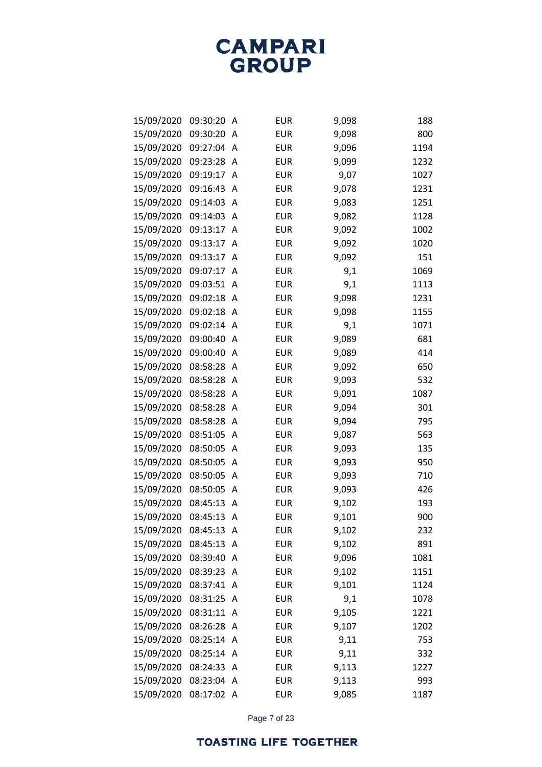| | | | | | |
|---|---|---|---|---|---|
| 15/09/2020 | 09:30:20 | A | EUR | 9,098 | 188 |
| 15/09/2020 | 09:30:20 | A | EUR | 9,098 | 800 |
| 15/09/2020 | 09:27:04 | A | EUR | 9,096 | 1194 |
| 15/09/2020 | 09:23:28 | A | EUR | 9,099 | 1232 |
| 15/09/2020 | 09:19:17 | A | EUR | 9,07 | 1027 |
| 15/09/2020 | 09:16:43 | A | EUR | 9,078 | 1231 |
| 15/09/2020 | 09:14:03 | A | EUR | 9,083 | 1251 |
| 15/09/2020 | 09:14:03 | A | EUR | 9,082 | 1128 |
| 15/09/2020 | 09:13:17 | A | EUR | 9,092 | 1002 |
| 15/09/2020 | 09:13:17 | A | EUR | 9,092 | 1020 |
| 15/09/2020 | 09:13:17 | A | EUR | 9,092 | 151 |
| 15/09/2020 | 09:07:17 | A | EUR | 9,1 | 1069 |
| 15/09/2020 | 09:03:51 | A | EUR | 9,1 | 1113 |
| 15/09/2020 | 09:02:18 | A | EUR | 9,098 | 1231 |
| 15/09/2020 | 09:02:18 | A | EUR | 9,098 | 1155 |
| 15/09/2020 | 09:02:14 | A | EUR | 9,1 | 1071 |
| 15/09/2020 | 09:00:40 | A | EUR | 9,089 | 681 |
| 15/09/2020 | 09:00:40 | A | EUR | 9,089 | 414 |
| 15/09/2020 | 08:58:28 | A | EUR | 9,092 | 650 |
| 15/09/2020 | 08:58:28 | A | EUR | 9,093 | 532 |
| 15/09/2020 | 08:58:28 | A | EUR | 9,091 | 1087 |
| 15/09/2020 | 08:58:28 | A | EUR | 9,094 | 301 |
| 15/09/2020 | 08:58:28 | A | EUR | 9,094 | 795 |
| 15/09/2020 | 08:51:05 | A | EUR | 9,087 | 563 |
| 15/09/2020 | 08:50:05 | A | EUR | 9,093 | 135 |
| 15/09/2020 | 08:50:05 | A | EUR | 9,093 | 950 |
| 15/09/2020 | 08:50:05 | A | EUR | 9,093 | 710 |
| 15/09/2020 | 08:50:05 | A | EUR | 9,093 | 426 |
| 15/09/2020 | 08:45:13 | A | EUR | 9,102 | 193 |
| 15/09/2020 | 08:45:13 | A | EUR | 9,101 | 900 |
| 15/09/2020 | 08:45:13 | A | EUR | 9,102 | 232 |
| 15/09/2020 | 08:45:13 | A | EUR | 9,102 | 891 |
| 15/09/2020 | 08:39:40 | A | EUR | 9,096 | 1081 |
| 15/09/2020 | 08:39:23 | A | EUR | 9,102 | 1151 |
| 15/09/2020 | 08:37:41 | A | EUR | 9,101 | 1124 |
| 15/09/2020 | 08:31:25 | A | EUR | 9,1 | 1078 |
| 15/09/2020 | 08:31:11 | A | EUR | 9,105 | 1221 |
| 15/09/2020 | 08:26:28 | A | EUR | 9,107 | 1202 |
| 15/09/2020 | 08:25:14 | A | EUR | 9,11 | 753 |
| 15/09/2020 | 08:25:14 | A | EUR | 9,11 | 332 |
| 15/09/2020 | 08:24:33 | A | EUR | 9,113 | 1227 |
| 15/09/2020 | 08:23:04 | A | EUR | 9,113 | 993 |
| 15/09/2020 | 08:17:02 | A | EUR | 9,085 | 1187 |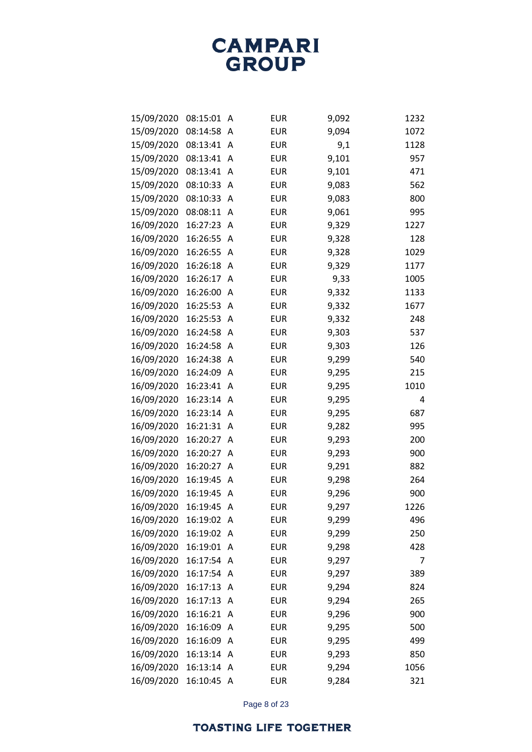# CAMPARI GROUP

| | | | | | |
|---|---|---|---|---|---|
| 15/09/2020 | 08:15:01 | A | EUR | 9,092 | 1232 |
| 15/09/2020 | 08:14:58 | A | EUR | 9,094 | 1072 |
| 15/09/2020 | 08:13:41 | A | EUR | 9,1 | 1128 |
| 15/09/2020 | 08:13:41 | A | EUR | 9,101 | 957 |
| 15/09/2020 | 08:13:41 | A | EUR | 9,101 | 471 |
| 15/09/2020 | 08:10:33 | A | EUR | 9,083 | 562 |
| 15/09/2020 | 08:10:33 | A | EUR | 9,083 | 800 |
| 15/09/2020 | 08:08:11 | A | EUR | 9,061 | 995 |
| 16/09/2020 | 16:27:23 | A | EUR | 9,329 | 1227 |
| 16/09/2020 | 16:26:55 | A | EUR | 9,328 | 128 |
| 16/09/2020 | 16:26:55 | A | EUR | 9,328 | 1029 |
| 16/09/2020 | 16:26:18 | A | EUR | 9,329 | 1177 |
| 16/09/2020 | 16:26:17 | A | EUR | 9,33 | 1005 |
| 16/09/2020 | 16:26:00 | A | EUR | 9,332 | 1133 |
| 16/09/2020 | 16:25:53 | A | EUR | 9,332 | 1677 |
| 16/09/2020 | 16:25:53 | A | EUR | 9,332 | 248 |
| 16/09/2020 | 16:24:58 | A | EUR | 9,303 | 537 |
| 16/09/2020 | 16:24:58 | A | EUR | 9,303 | 126 |
| 16/09/2020 | 16:24:38 | A | EUR | 9,299 | 540 |
| 16/09/2020 | 16:24:09 | A | EUR | 9,295 | 215 |
| 16/09/2020 | 16:23:41 | A | EUR | 9,295 | 1010 |
| 16/09/2020 | 16:23:14 | A | EUR | 9,295 | 4 |
| 16/09/2020 | 16:23:14 | A | EUR | 9,295 | 687 |
| 16/09/2020 | 16:21:31 | A | EUR | 9,282 | 995 |
| 16/09/2020 | 16:20:27 | A | EUR | 9,293 | 200 |
| 16/09/2020 | 16:20:27 | A | EUR | 9,293 | 900 |
| 16/09/2020 | 16:20:27 | A | EUR | 9,291 | 882 |
| 16/09/2020 | 16:19:45 | A | EUR | 9,298 | 264 |
| 16/09/2020 | 16:19:45 | A | EUR | 9,296 | 900 |
| 16/09/2020 | 16:19:45 | A | EUR | 9,297 | 1226 |
| 16/09/2020 | 16:19:02 | A | EUR | 9,299 | 496 |
| 16/09/2020 | 16:19:02 | A | EUR | 9,299 | 250 |
| 16/09/2020 | 16:19:01 | A | EUR | 9,298 | 428 |
| 16/09/2020 | 16:17:54 | A | EUR | 9,297 | 7 |
| 16/09/2020 | 16:17:54 | A | EUR | 9,297 | 389 |
| 16/09/2020 | 16:17:13 | A | EUR | 9,294 | 824 |
| 16/09/2020 | 16:17:13 | A | EUR | 9,294 | 265 |
| 16/09/2020 | 16:16:21 | A | EUR | 9,296 | 900 |
| 16/09/2020 | 16:16:09 | A | EUR | 9,295 | 500 |
| 16/09/2020 | 16:16:09 | A | EUR | 9,295 | 499 |
| 16/09/2020 | 16:13:14 | A | EUR | 9,293 | 850 |
| 16/09/2020 | 16:13:14 | A | EUR | 9,294 | 1056 |
| 16/09/2020 | 16:10:45 | A | EUR | 9,284 | 321 |

TOASTING LIFE TOGETHER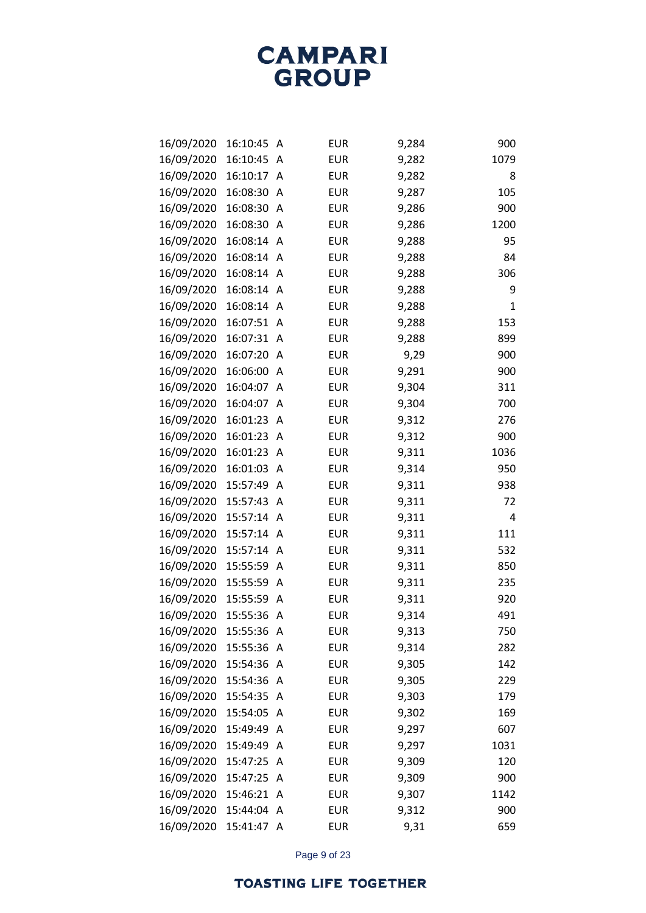| | | | | | |
|---|---|---|---|---|---|
| 16/09/2020 | 16:10:45 | A | EUR | 9,284 | 900 |
| 16/09/2020 | 16:10:45 | A | EUR | 9,282 | 1079 |
| 16/09/2020 | 16:10:17 | A | EUR | 9,282 | 8 |
| 16/09/2020 | 16:08:30 | A | EUR | 9,287 | 105 |
| 16/09/2020 | 16:08:30 | A | EUR | 9,286 | 900 |
| 16/09/2020 | 16:08:30 | A | EUR | 9,286 | 1200 |
| 16/09/2020 | 16:08:14 | A | EUR | 9,288 | 95 |
| 16/09/2020 | 16:08:14 | A | EUR | 9,288 | 84 |
| 16/09/2020 | 16:08:14 | A | EUR | 9,288 | 306 |
| 16/09/2020 | 16:08:14 | A | EUR | 9,288 | 9 |
| 16/09/2020 | 16:08:14 | A | EUR | 9,288 | 1 |
| 16/09/2020 | 16:07:51 | A | EUR | 9,288 | 153 |
| 16/09/2020 | 16:07:31 | A | EUR | 9,288 | 899 |
| 16/09/2020 | 16:07:20 | A | EUR | 9,29 | 900 |
| 16/09/2020 | 16:06:00 | A | EUR | 9,291 | 900 |
| 16/09/2020 | 16:04:07 | A | EUR | 9,304 | 311 |
| 16/09/2020 | 16:04:07 | A | EUR | 9,304 | 700 |
| 16/09/2020 | 16:01:23 | A | EUR | 9,312 | 276 |
| 16/09/2020 | 16:01:23 | A | EUR | 9,312 | 900 |
| 16/09/2020 | 16:01:23 | A | EUR | 9,311 | 1036 |
| 16/09/2020 | 16:01:03 | A | EUR | 9,314 | 950 |
| 16/09/2020 | 15:57:49 | A | EUR | 9,311 | 938 |
| 16/09/2020 | 15:57:43 | A | EUR | 9,311 | 72 |
| 16/09/2020 | 15:57:14 | A | EUR | 9,311 | 4 |
| 16/09/2020 | 15:57:14 | A | EUR | 9,311 | 111 |
| 16/09/2020 | 15:57:14 | A | EUR | 9,311 | 532 |
| 16/09/2020 | 15:55:59 | A | EUR | 9,311 | 850 |
| 16/09/2020 | 15:55:59 | A | EUR | 9,311 | 235 |
| 16/09/2020 | 15:55:59 | A | EUR | 9,311 | 920 |
| 16/09/2020 | 15:55:36 | A | EUR | 9,314 | 491 |
| 16/09/2020 | 15:55:36 | A | EUR | 9,313 | 750 |
| 16/09/2020 | 15:55:36 | A | EUR | 9,314 | 282 |
| 16/09/2020 | 15:54:36 | A | EUR | 9,305 | 142 |
| 16/09/2020 | 15:54:36 | A | EUR | 9,305 | 229 |
| 16/09/2020 | 15:54:35 | A | EUR | 9,303 | 179 |
| 16/09/2020 | 15:54:05 | A | EUR | 9,302 | 169 |
| 16/09/2020 | 15:49:49 | A | EUR | 9,297 | 607 |
| 16/09/2020 | 15:49:49 | A | EUR | 9,297 | 1031 |
| 16/09/2020 | 15:47:25 | A | EUR | 9,309 | 120 |
| 16/09/2020 | 15:47:25 | A | EUR | 9,309 | 900 |
| 16/09/2020 | 15:46:21 | A | EUR | 9,307 | 1142 |
| 16/09/2020 | 15:44:04 | A | EUR | 9,312 | 900 |
| 16/09/2020 | 15:41:47 | A | EUR | 9,31 | 659 |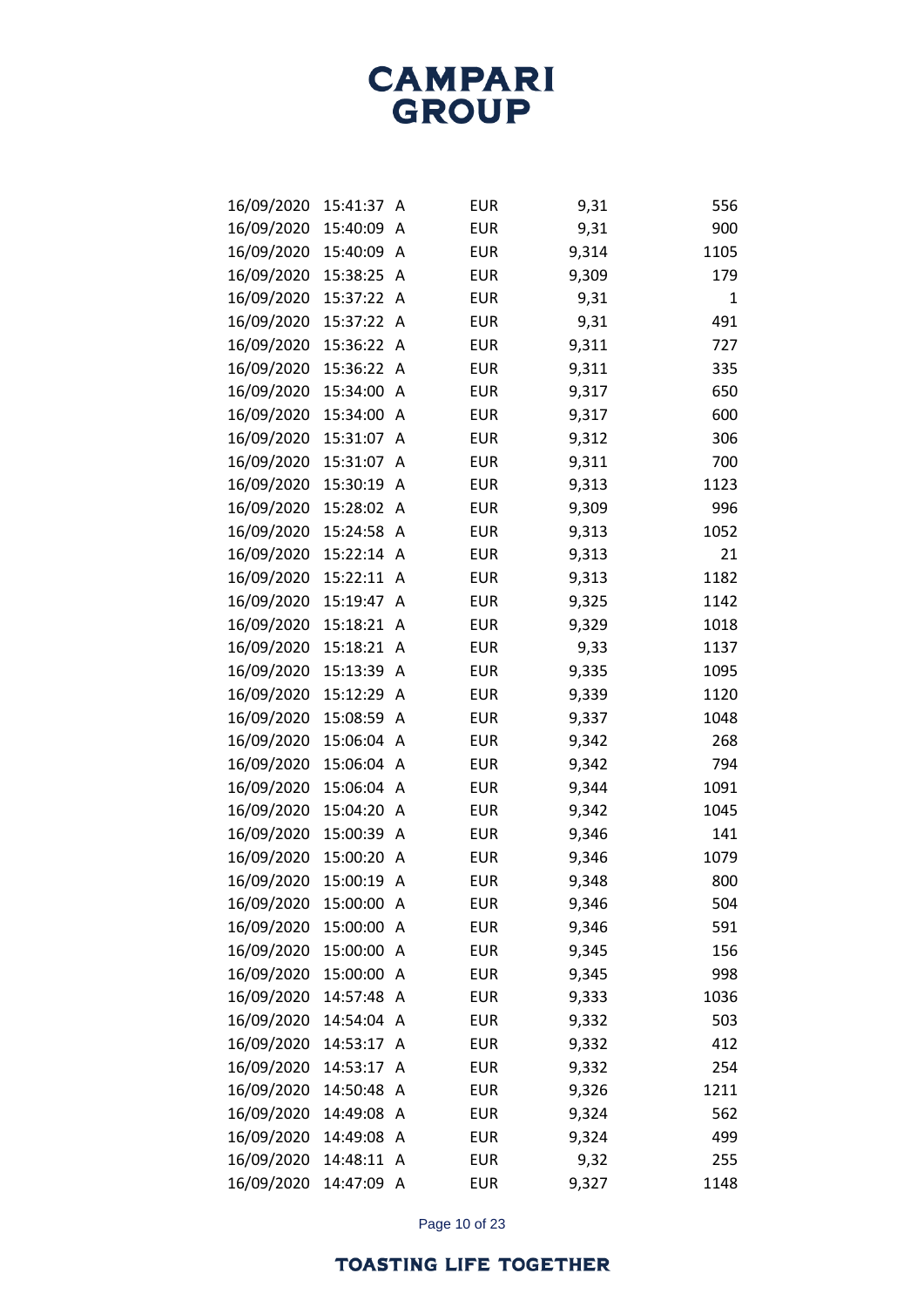| | | | | | |
|---|---|---|---|---|---|
| 16/09/2020 | 15:41:37 | A | EUR | 9,31 | 556 |
| 16/09/2020 | 15:40:09 | A | EUR | 9,31 | 900 |
| 16/09/2020 | 15:40:09 | A | EUR | 9,314 | 1105 |
| 16/09/2020 | 15:38:25 | A | EUR | 9,309 | 179 |
| 16/09/2020 | 15:37:22 | A | EUR | 9,31 | 1 |
| 16/09/2020 | 15:37:22 | A | EUR | 9,31 | 491 |
| 16/09/2020 | 15:36:22 | A | EUR | 9,311 | 727 |
| 16/09/2020 | 15:36:22 | A | EUR | 9,311 | 335 |
| 16/09/2020 | 15:34:00 | A | EUR | 9,317 | 650 |
| 16/09/2020 | 15:34:00 | A | EUR | 9,317 | 600 |
| 16/09/2020 | 15:31:07 | A | EUR | 9,312 | 306 |
| 16/09/2020 | 15:31:07 | A | EUR | 9,311 | 700 |
| 16/09/2020 | 15:30:19 | A | EUR | 9,313 | 1123 |
| 16/09/2020 | 15:28:02 | A | EUR | 9,309 | 996 |
| 16/09/2020 | 15:24:58 | A | EUR | 9,313 | 1052 |
| 16/09/2020 | 15:22:14 | A | EUR | 9,313 | 21 |
| 16/09/2020 | 15:22:11 | A | EUR | 9,313 | 1182 |
| 16/09/2020 | 15:19:47 | A | EUR | 9,325 | 1142 |
| 16/09/2020 | 15:18:21 | A | EUR | 9,329 | 1018 |
| 16/09/2020 | 15:18:21 | A | EUR | 9,33 | 1137 |
| 16/09/2020 | 15:13:39 | A | EUR | 9,335 | 1095 |
| 16/09/2020 | 15:12:29 | A | EUR | 9,339 | 1120 |
| 16/09/2020 | 15:08:59 | A | EUR | 9,337 | 1048 |
| 16/09/2020 | 15:06:04 | A | EUR | 9,342 | 268 |
| 16/09/2020 | 15:06:04 | A | EUR | 9,342 | 794 |
| 16/09/2020 | 15:06:04 | A | EUR | 9,344 | 1091 |
| 16/09/2020 | 15:04:20 | A | EUR | 9,342 | 1045 |
| 16/09/2020 | 15:00:39 | A | EUR | 9,346 | 141 |
| 16/09/2020 | 15:00:20 | A | EUR | 9,346 | 1079 |
| 16/09/2020 | 15:00:19 | A | EUR | 9,348 | 800 |
| 16/09/2020 | 15:00:00 | A | EUR | 9,346 | 504 |
| 16/09/2020 | 15:00:00 | A | EUR | 9,346 | 591 |
| 16/09/2020 | 15:00:00 | A | EUR | 9,345 | 156 |
| 16/09/2020 | 15:00:00 | A | EUR | 9,345 | 998 |
| 16/09/2020 | 14:57:48 | A | EUR | 9,333 | 1036 |
| 16/09/2020 | 14:54:04 | A | EUR | 9,332 | 503 |
| 16/09/2020 | 14:53:17 | A | EUR | 9,332 | 412 |
| 16/09/2020 | 14:53:17 | A | EUR | 9,332 | 254 |
| 16/09/2020 | 14:50:48 | A | EUR | 9,326 | 1211 |
| 16/09/2020 | 14:49:08 | A | EUR | 9,324 | 562 |
| 16/09/2020 | 14:49:08 | A | EUR | 9,324 | 499 |
| 16/09/2020 | 14:48:11 | A | EUR | 9,32 | 255 |
| 16/09/2020 | 14:47:09 | A | EUR | 9,327 | 1148 |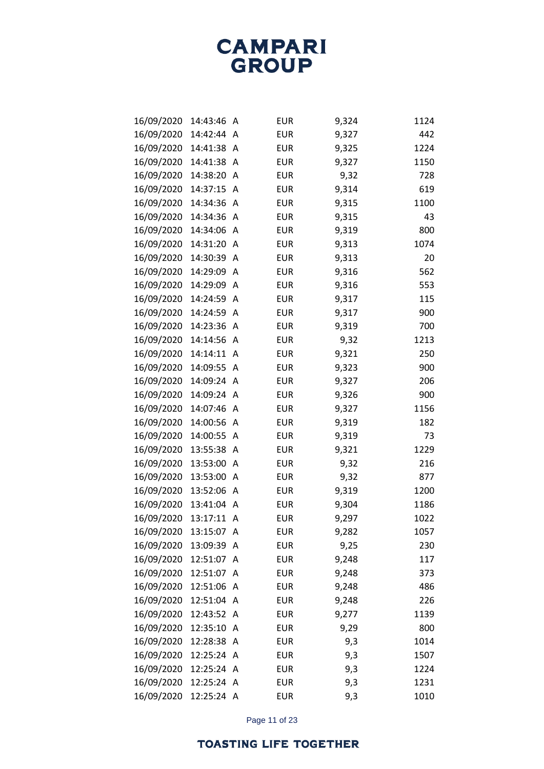| | | | | | |
|---|---|---|---|---|---|
| 16/09/2020 | 14:43:46 | A | EUR | 9,324 | 1124 |
| 16/09/2020 | 14:42:44 | A | EUR | 9,327 | 442 |
| 16/09/2020 | 14:41:38 | A | EUR | 9,325 | 1224 |
| 16/09/2020 | 14:41:38 | A | EUR | 9,327 | 1150 |
| 16/09/2020 | 14:38:20 | A | EUR | 9,32 | 728 |
| 16/09/2020 | 14:37:15 | A | EUR | 9,314 | 619 |
| 16/09/2020 | 14:34:36 | A | EUR | 9,315 | 1100 |
| 16/09/2020 | 14:34:36 | A | EUR | 9,315 | 43 |
| 16/09/2020 | 14:34:06 | A | EUR | 9,319 | 800 |
| 16/09/2020 | 14:31:20 | A | EUR | 9,313 | 1074 |
| 16/09/2020 | 14:30:39 | A | EUR | 9,313 | 20 |
| 16/09/2020 | 14:29:09 | A | EUR | 9,316 | 562 |
| 16/09/2020 | 14:29:09 | A | EUR | 9,316 | 553 |
| 16/09/2020 | 14:24:59 | A | EUR | 9,317 | 115 |
| 16/09/2020 | 14:24:59 | A | EUR | 9,317 | 900 |
| 16/09/2020 | 14:23:36 | A | EUR | 9,319 | 700 |
| 16/09/2020 | 14:14:56 | A | EUR | 9,32 | 1213 |
| 16/09/2020 | 14:14:11 | A | EUR | 9,321 | 250 |
| 16/09/2020 | 14:09:55 | A | EUR | 9,323 | 900 |
| 16/09/2020 | 14:09:24 | A | EUR | 9,327 | 206 |
| 16/09/2020 | 14:09:24 | A | EUR | 9,326 | 900 |
| 16/09/2020 | 14:07:46 | A | EUR | 9,327 | 1156 |
| 16/09/2020 | 14:00:56 | A | EUR | 9,319 | 182 |
| 16/09/2020 | 14:00:55 | A | EUR | 9,319 | 73 |
| 16/09/2020 | 13:55:38 | A | EUR | 9,321 | 1229 |
| 16/09/2020 | 13:53:00 | A | EUR | 9,32 | 216 |
| 16/09/2020 | 13:53:00 | A | EUR | 9,32 | 877 |
| 16/09/2020 | 13:52:06 | A | EUR | 9,319 | 1200 |
| 16/09/2020 | 13:41:04 | A | EUR | 9,304 | 1186 |
| 16/09/2020 | 13:17:11 | A | EUR | 9,297 | 1022 |
| 16/09/2020 | 13:15:07 | A | EUR | 9,282 | 1057 |
| 16/09/2020 | 13:09:39 | A | EUR | 9,25 | 230 |
| 16/09/2020 | 12:51:07 | A | EUR | 9,248 | 117 |
| 16/09/2020 | 12:51:07 | A | EUR | 9,248 | 373 |
| 16/09/2020 | 12:51:06 | A | EUR | 9,248 | 486 |
| 16/09/2020 | 12:51:04 | A | EUR | 9,248 | 226 |
| 16/09/2020 | 12:43:52 | A | EUR | 9,277 | 1139 |
| 16/09/2020 | 12:35:10 | A | EUR | 9,29 | 800 |
| 16/09/2020 | 12:28:38 | A | EUR | 9,3 | 1014 |
| 16/09/2020 | 12:25:24 | A | EUR | 9,3 | 1507 |
| 16/09/2020 | 12:25:24 | A | EUR | 9,3 | 1224 |
| 16/09/2020 | 12:25:24 | A | EUR | 9,3 | 1231 |
| 16/09/2020 | 12:25:24 | A | EUR | 9,3 | 1010 |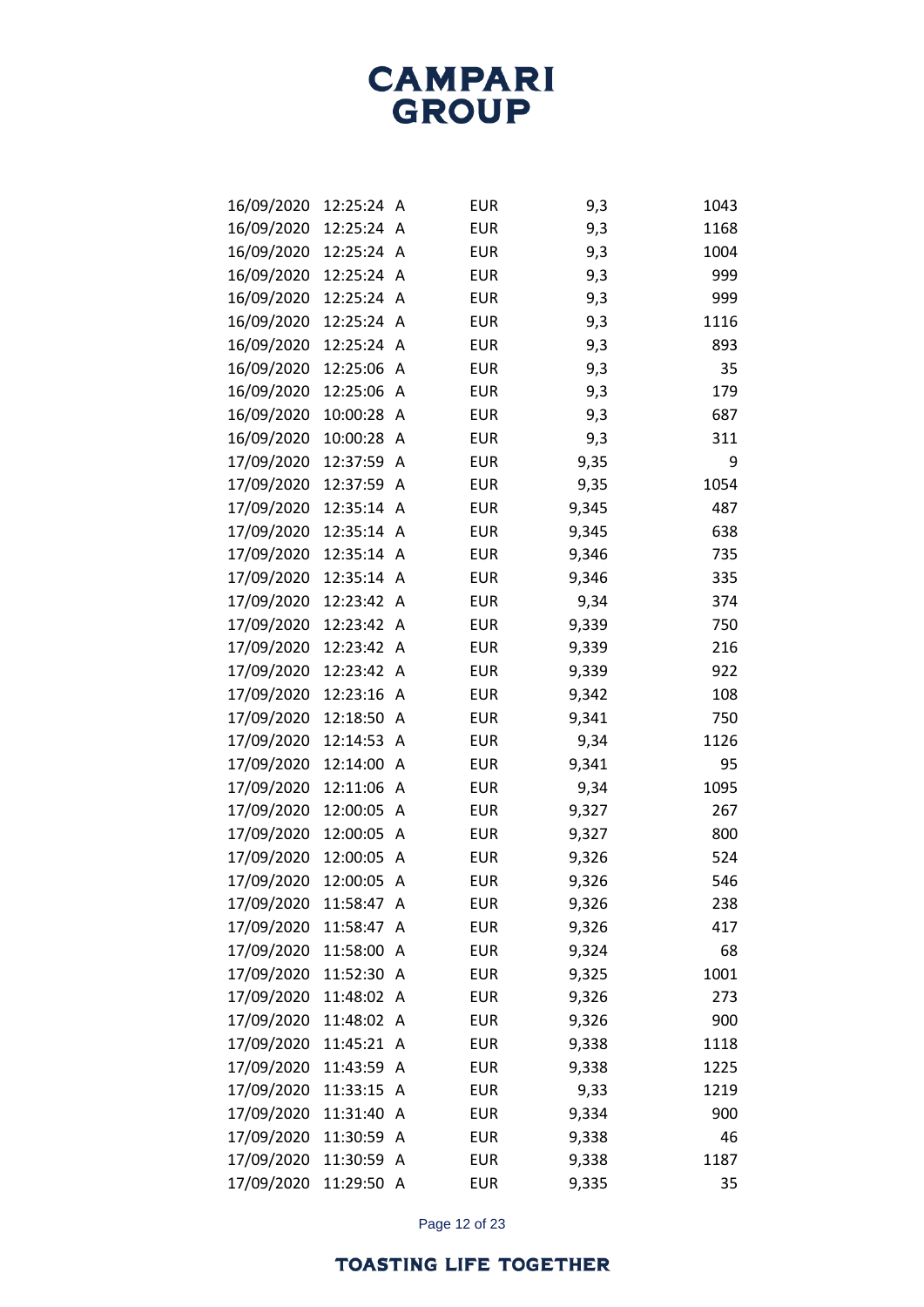| | | | | | |
|---|---|---|---|---|---|
| 16/09/2020 | 12:25:24 | A | EUR | 9,3 | 1043 |
| 16/09/2020 | 12:25:24 | A | EUR | 9,3 | 1168 |
| 16/09/2020 | 12:25:24 | A | EUR | 9,3 | 1004 |
| 16/09/2020 | 12:25:24 | A | EUR | 9,3 | 999 |
| 16/09/2020 | 12:25:24 | A | EUR | 9,3 | 999 |
| 16/09/2020 | 12:25:24 | A | EUR | 9,3 | 1116 |
| 16/09/2020 | 12:25:24 | A | EUR | 9,3 | 893 |
| 16/09/2020 | 12:25:06 | A | EUR | 9,3 | 35 |
| 16/09/2020 | 12:25:06 | A | EUR | 9,3 | 179 |
| 16/09/2020 | 10:00:28 | A | EUR | 9,3 | 687 |
| 16/09/2020 | 10:00:28 | A | EUR | 9,3 | 311 |
| 17/09/2020 | 12:37:59 | A | EUR | 9,35 | 9 |
| 17/09/2020 | 12:37:59 | A | EUR | 9,35 | 1054 |
| 17/09/2020 | 12:35:14 | A | EUR | 9,345 | 487 |
| 17/09/2020 | 12:35:14 | A | EUR | 9,345 | 638 |
| 17/09/2020 | 12:35:14 | A | EUR | 9,346 | 735 |
| 17/09/2020 | 12:35:14 | A | EUR | 9,346 | 335 |
| 17/09/2020 | 12:23:42 | A | EUR | 9,34 | 374 |
| 17/09/2020 | 12:23:42 | A | EUR | 9,339 | 750 |
| 17/09/2020 | 12:23:42 | A | EUR | 9,339 | 216 |
| 17/09/2020 | 12:23:42 | A | EUR | 9,339 | 922 |
| 17/09/2020 | 12:23:16 | A | EUR | 9,342 | 108 |
| 17/09/2020 | 12:18:50 | A | EUR | 9,341 | 750 |
| 17/09/2020 | 12:14:53 | A | EUR | 9,34 | 1126 |
| 17/09/2020 | 12:14:00 | A | EUR | 9,341 | 95 |
| 17/09/2020 | 12:11:06 | A | EUR | 9,34 | 1095 |
| 17/09/2020 | 12:00:05 | A | EUR | 9,327 | 267 |
| 17/09/2020 | 12:00:05 | A | EUR | 9,327 | 800 |
| 17/09/2020 | 12:00:05 | A | EUR | 9,326 | 524 |
| 17/09/2020 | 12:00:05 | A | EUR | 9,326 | 546 |
| 17/09/2020 | 11:58:47 | A | EUR | 9,326 | 238 |
| 17/09/2020 | 11:58:47 | A | EUR | 9,326 | 417 |
| 17/09/2020 | 11:58:00 | A | EUR | 9,324 | 68 |
| 17/09/2020 | 11:52:30 | A | EUR | 9,325 | 1001 |
| 17/09/2020 | 11:48:02 | A | EUR | 9,326 | 273 |
| 17/09/2020 | 11:48:02 | A | EUR | 9,326 | 900 |
| 17/09/2020 | 11:45:21 | A | EUR | 9,338 | 1118 |
| 17/09/2020 | 11:43:59 | A | EUR | 9,338 | 1225 |
| 17/09/2020 | 11:33:15 | A | EUR | 9,33 | 1219 |
| 17/09/2020 | 11:31:40 | A | EUR | 9,334 | 900 |
| 17/09/2020 | 11:30:59 | A | EUR | 9,338 | 46 |
| 17/09/2020 | 11:30:59 | A | EUR | 9,338 | 1187 |
| 17/09/2020 | 11:29:50 | A | EUR | 9,335 | 35 |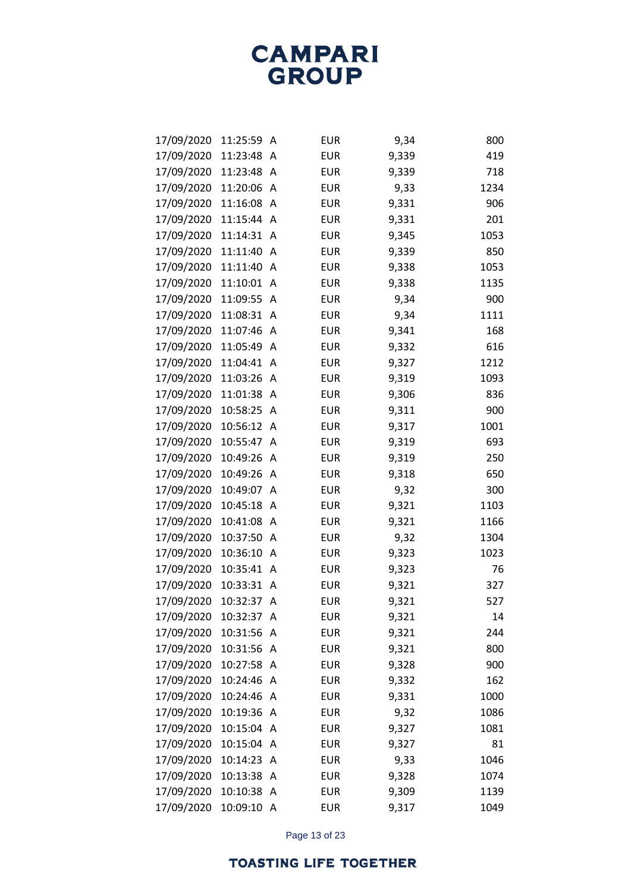| | | | | | |
|---|---|---|---|---|---|
| 17/09/2020 | 11:25:59 | A | EUR | 9,34 | 800 |
| 17/09/2020 | 11:23:48 | A | EUR | 9,339 | 419 |
| 17/09/2020 | 11:23:48 | A | EUR | 9,339 | 718 |
| 17/09/2020 | 11:20:06 | A | EUR | 9,33 | 1234 |
| 17/09/2020 | 11:16:08 | A | EUR | 9,331 | 906 |
| 17/09/2020 | 11:15:44 | A | EUR | 9,331 | 201 |
| 17/09/2020 | 11:14:31 | A | EUR | 9,345 | 1053 |
| 17/09/2020 | 11:11:40 | A | EUR | 9,339 | 850 |
| 17/09/2020 | 11:11:40 | A | EUR | 9,338 | 1053 |
| 17/09/2020 | 11:10:01 | A | EUR | 9,338 | 1135 |
| 17/09/2020 | 11:09:55 | A | EUR | 9,34 | 900 |
| 17/09/2020 | 11:08:31 | A | EUR | 9,34 | 1111 |
| 17/09/2020 | 11:07:46 | A | EUR | 9,341 | 168 |
| 17/09/2020 | 11:05:49 | A | EUR | 9,332 | 616 |
| 17/09/2020 | 11:04:41 | A | EUR | 9,327 | 1212 |
| 17/09/2020 | 11:03:26 | A | EUR | 9,319 | 1093 |
| 17/09/2020 | 11:01:38 | A | EUR | 9,306 | 836 |
| 17/09/2020 | 10:58:25 | A | EUR | 9,311 | 900 |
| 17/09/2020 | 10:56:12 | A | EUR | 9,317 | 1001 |
| 17/09/2020 | 10:55:47 | A | EUR | 9,319 | 693 |
| 17/09/2020 | 10:49:26 | A | EUR | 9,319 | 250 |
| 17/09/2020 | 10:49:26 | A | EUR | 9,318 | 650 |
| 17/09/2020 | 10:49:07 | A | EUR | 9,32 | 300 |
| 17/09/2020 | 10:45:18 | A | EUR | 9,321 | 1103 |
| 17/09/2020 | 10:41:08 | A | EUR | 9,321 | 1166 |
| 17/09/2020 | 10:37:50 | A | EUR | 9,32 | 1304 |
| 17/09/2020 | 10:36:10 | A | EUR | 9,323 | 1023 |
| 17/09/2020 | 10:35:41 | A | EUR | 9,323 | 76 |
| 17/09/2020 | 10:33:31 | A | EUR | 9,321 | 327 |
| 17/09/2020 | 10:32:37 | A | EUR | 9,321 | 527 |
| 17/09/2020 | 10:32:37 | A | EUR | 9,321 | 14 |
| 17/09/2020 | 10:31:56 | A | EUR | 9,321 | 244 |
| 17/09/2020 | 10:31:56 | A | EUR | 9,321 | 800 |
| 17/09/2020 | 10:27:58 | A | EUR | 9,328 | 900 |
| 17/09/2020 | 10:24:46 | A | EUR | 9,332 | 162 |
| 17/09/2020 | 10:24:46 | A | EUR | 9,331 | 1000 |
| 17/09/2020 | 10:19:36 | A | EUR | 9,32 | 1086 |
| 17/09/2020 | 10:15:04 | A | EUR | 9,327 | 1081 |
| 17/09/2020 | 10:15:04 | A | EUR | 9,327 | 81 |
| 17/09/2020 | 10:14:23 | A | EUR | 9,33 | 1046 |
| 17/09/2020 | 10:13:38 | A | EUR | 9,328 | 1074 |
| 17/09/2020 | 10:10:38 | A | EUR | 9,309 | 1139 |
| 17/09/2020 | 10:09:10 | A | EUR | 9,317 | 1049 |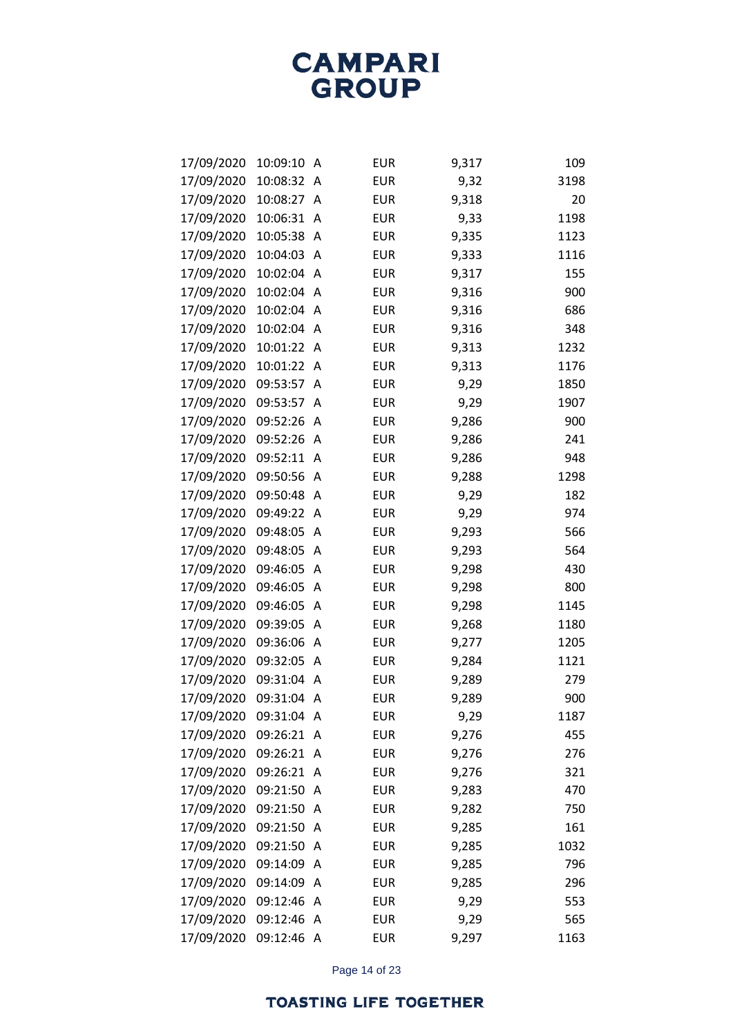| | | | | | |
|---|---|---|---|---|---|
| 17/09/2020 | 10:09:10 | A | EUR | 9,317 | 109 |
| 17/09/2020 | 10:08:32 | A | EUR | 9,32 | 3198 |
| 17/09/2020 | 10:08:27 | A | EUR | 9,318 | 20 |
| 17/09/2020 | 10:06:31 | A | EUR | 9,33 | 1198 |
| 17/09/2020 | 10:05:38 | A | EUR | 9,335 | 1123 |
| 17/09/2020 | 10:04:03 | A | EUR | 9,333 | 1116 |
| 17/09/2020 | 10:02:04 | A | EUR | 9,317 | 155 |
| 17/09/2020 | 10:02:04 | A | EUR | 9,316 | 900 |
| 17/09/2020 | 10:02:04 | A | EUR | 9,316 | 686 |
| 17/09/2020 | 10:02:04 | A | EUR | 9,316 | 348 |
| 17/09/2020 | 10:01:22 | A | EUR | 9,313 | 1232 |
| 17/09/2020 | 10:01:22 | A | EUR | 9,313 | 1176 |
| 17/09/2020 | 09:53:57 | A | EUR | 9,29 | 1850 |
| 17/09/2020 | 09:53:57 | A | EUR | 9,29 | 1907 |
| 17/09/2020 | 09:52:26 | A | EUR | 9,286 | 900 |
| 17/09/2020 | 09:52:26 | A | EUR | 9,286 | 241 |
| 17/09/2020 | 09:52:11 | A | EUR | 9,286 | 948 |
| 17/09/2020 | 09:50:56 | A | EUR | 9,288 | 1298 |
| 17/09/2020 | 09:50:48 | A | EUR | 9,29 | 182 |
| 17/09/2020 | 09:49:22 | A | EUR | 9,29 | 974 |
| 17/09/2020 | 09:48:05 | A | EUR | 9,293 | 566 |
| 17/09/2020 | 09:48:05 | A | EUR | 9,293 | 564 |
| 17/09/2020 | 09:46:05 | A | EUR | 9,298 | 430 |
| 17/09/2020 | 09:46:05 | A | EUR | 9,298 | 800 |
| 17/09/2020 | 09:46:05 | A | EUR | 9,298 | 1145 |
| 17/09/2020 | 09:39:05 | A | EUR | 9,268 | 1180 |
| 17/09/2020 | 09:36:06 | A | EUR | 9,277 | 1205 |
| 17/09/2020 | 09:32:05 | A | EUR | 9,284 | 1121 |
| 17/09/2020 | 09:31:04 | A | EUR | 9,289 | 279 |
| 17/09/2020 | 09:31:04 | A | EUR | 9,289 | 900 |
| 17/09/2020 | 09:31:04 | A | EUR | 9,29 | 1187 |
| 17/09/2020 | 09:26:21 | A | EUR | 9,276 | 455 |
| 17/09/2020 | 09:26:21 | A | EUR | 9,276 | 276 |
| 17/09/2020 | 09:26:21 | A | EUR | 9,276 | 321 |
| 17/09/2020 | 09:21:50 | A | EUR | 9,283 | 470 |
| 17/09/2020 | 09:21:50 | A | EUR | 9,282 | 750 |
| 17/09/2020 | 09:21:50 | A | EUR | 9,285 | 161 |
| 17/09/2020 | 09:21:50 | A | EUR | 9,285 | 1032 |
| 17/09/2020 | 09:14:09 | A | EUR | 9,285 | 796 |
| 17/09/2020 | 09:14:09 | A | EUR | 9,285 | 296 |
| 17/09/2020 | 09:12:46 | A | EUR | 9,29 | 553 |
| 17/09/2020 | 09:12:46 | A | EUR | 9,29 | 565 |
| 17/09/2020 | 09:12:46 | A | EUR | 9,297 | 1163 |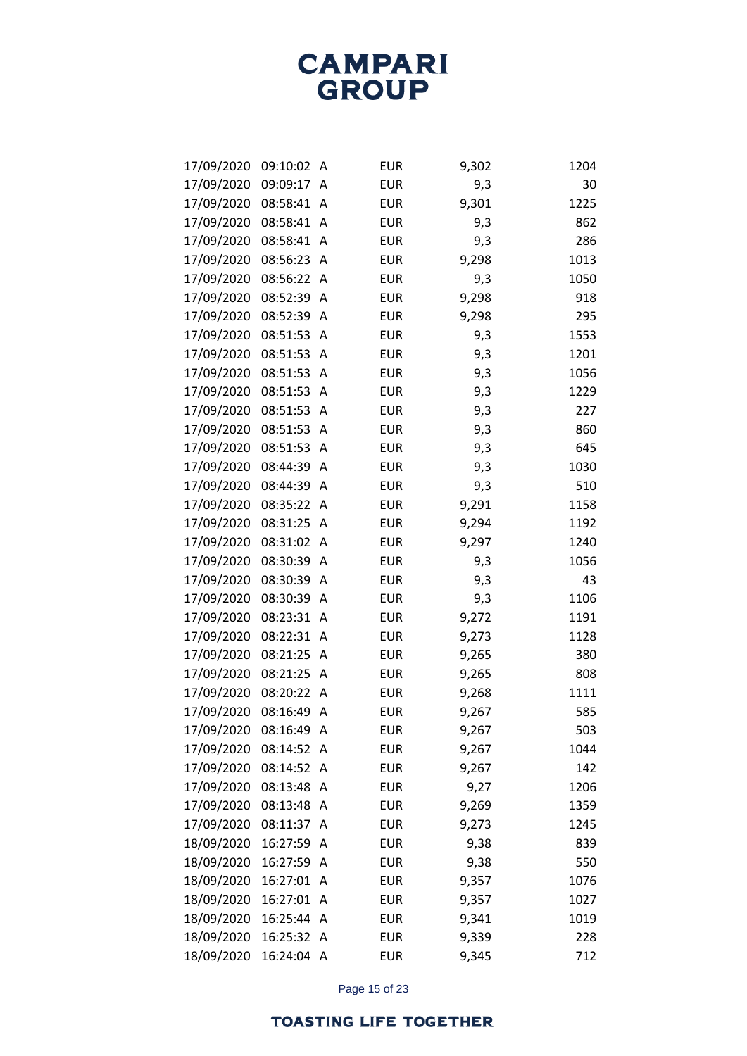| | | | | | |
|---|---|---|---|---|---|
| 17/09/2020 | 09:10:02 | A | EUR | 9,302 | 1204 |
| 17/09/2020 | 09:09:17 | A | EUR | 9,3 | 30 |
| 17/09/2020 | 08:58:41 | A | EUR | 9,301 | 1225 |
| 17/09/2020 | 08:58:41 | A | EUR | 9,3 | 862 |
| 17/09/2020 | 08:58:41 | A | EUR | 9,3 | 286 |
| 17/09/2020 | 08:56:23 | A | EUR | 9,298 | 1013 |
| 17/09/2020 | 08:56:22 | A | EUR | 9,3 | 1050 |
| 17/09/2020 | 08:52:39 | A | EUR | 9,298 | 918 |
| 17/09/2020 | 08:52:39 | A | EUR | 9,298 | 295 |
| 17/09/2020 | 08:51:53 | A | EUR | 9,3 | 1553 |
| 17/09/2020 | 08:51:53 | A | EUR | 9,3 | 1201 |
| 17/09/2020 | 08:51:53 | A | EUR | 9,3 | 1056 |
| 17/09/2020 | 08:51:53 | A | EUR | 9,3 | 1229 |
| 17/09/2020 | 08:51:53 | A | EUR | 9,3 | 227 |
| 17/09/2020 | 08:51:53 | A | EUR | 9,3 | 860 |
| 17/09/2020 | 08:51:53 | A | EUR | 9,3 | 645 |
| 17/09/2020 | 08:44:39 | A | EUR | 9,3 | 1030 |
| 17/09/2020 | 08:44:39 | A | EUR | 9,3 | 510 |
| 17/09/2020 | 08:35:22 | A | EUR | 9,291 | 1158 |
| 17/09/2020 | 08:31:25 | A | EUR | 9,294 | 1192 |
| 17/09/2020 | 08:31:02 | A | EUR | 9,297 | 1240 |
| 17/09/2020 | 08:30:39 | A | EUR | 9,3 | 1056 |
| 17/09/2020 | 08:30:39 | A | EUR | 9,3 | 43 |
| 17/09/2020 | 08:30:39 | A | EUR | 9,3 | 1106 |
| 17/09/2020 | 08:23:31 | A | EUR | 9,272 | 1191 |
| 17/09/2020 | 08:22:31 | A | EUR | 9,273 | 1128 |
| 17/09/2020 | 08:21:25 | A | EUR | 9,265 | 380 |
| 17/09/2020 | 08:21:25 | A | EUR | 9,265 | 808 |
| 17/09/2020 | 08:20:22 | A | EUR | 9,268 | 1111 |
| 17/09/2020 | 08:16:49 | A | EUR | 9,267 | 585 |
| 17/09/2020 | 08:16:49 | A | EUR | 9,267 | 503 |
| 17/09/2020 | 08:14:52 | A | EUR | 9,267 | 1044 |
| 17/09/2020 | 08:14:52 | A | EUR | 9,267 | 142 |
| 17/09/2020 | 08:13:48 | A | EUR | 9,27 | 1206 |
| 17/09/2020 | 08:13:48 | A | EUR | 9,269 | 1359 |
| 17/09/2020 | 08:11:37 | A | EUR | 9,273 | 1245 |
| 18/09/2020 | 16:27:59 | A | EUR | 9,38 | 839 |
| 18/09/2020 | 16:27:59 | A | EUR | 9,38 | 550 |
| 18/09/2020 | 16:27:01 | A | EUR | 9,357 | 1076 |
| 18/09/2020 | 16:27:01 | A | EUR | 9,357 | 1027 |
| 18/09/2020 | 16:25:44 | A | EUR | 9,341 | 1019 |
| 18/09/2020 | 16:25:32 | A | EUR | 9,339 | 228 |
| 18/09/2020 | 16:24:04 | A | EUR | 9,345 | 712 |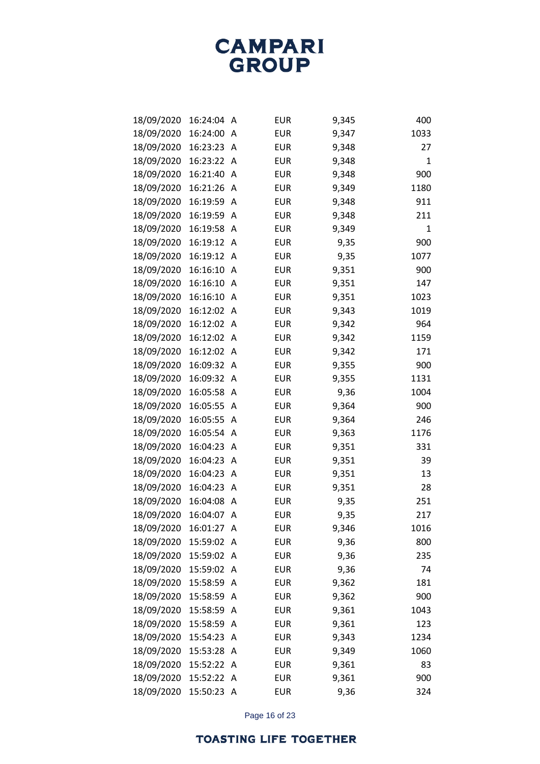| | | | | | |
|---|---|---|---|---|---|
| 18/09/2020 | 16:24:04 | A | EUR | 9,345 | 400 |
| 18/09/2020 | 16:24:00 | A | EUR | 9,347 | 1033 |
| 18/09/2020 | 16:23:23 | A | EUR | 9,348 | 27 |
| 18/09/2020 | 16:23:22 | A | EUR | 9,348 | 1 |
| 18/09/2020 | 16:21:40 | A | EUR | 9,348 | 900 |
| 18/09/2020 | 16:21:26 | A | EUR | 9,349 | 1180 |
| 18/09/2020 | 16:19:59 | A | EUR | 9,348 | 911 |
| 18/09/2020 | 16:19:59 | A | EUR | 9,348 | 211 |
| 18/09/2020 | 16:19:58 | A | EUR | 9,349 | 1 |
| 18/09/2020 | 16:19:12 | A | EUR | 9,35 | 900 |
| 18/09/2020 | 16:19:12 | A | EUR | 9,35 | 1077 |
| 18/09/2020 | 16:16:10 | A | EUR | 9,351 | 900 |
| 18/09/2020 | 16:16:10 | A | EUR | 9,351 | 147 |
| 18/09/2020 | 16:16:10 | A | EUR | 9,351 | 1023 |
| 18/09/2020 | 16:12:02 | A | EUR | 9,343 | 1019 |
| 18/09/2020 | 16:12:02 | A | EUR | 9,342 | 964 |
| 18/09/2020 | 16:12:02 | A | EUR | 9,342 | 1159 |
| 18/09/2020 | 16:12:02 | A | EUR | 9,342 | 171 |
| 18/09/2020 | 16:09:32 | A | EUR | 9,355 | 900 |
| 18/09/2020 | 16:09:32 | A | EUR | 9,355 | 1131 |
| 18/09/2020 | 16:05:58 | A | EUR | 9,36 | 1004 |
| 18/09/2020 | 16:05:55 | A | EUR | 9,364 | 900 |
| 18/09/2020 | 16:05:55 | A | EUR | 9,364 | 246 |
| 18/09/2020 | 16:05:54 | A | EUR | 9,363 | 1176 |
| 18/09/2020 | 16:04:23 | A | EUR | 9,351 | 331 |
| 18/09/2020 | 16:04:23 | A | EUR | 9,351 | 39 |
| 18/09/2020 | 16:04:23 | A | EUR | 9,351 | 13 |
| 18/09/2020 | 16:04:23 | A | EUR | 9,351 | 28 |
| 18/09/2020 | 16:04:08 | A | EUR | 9,35 | 251 |
| 18/09/2020 | 16:04:07 | A | EUR | 9,35 | 217 |
| 18/09/2020 | 16:01:27 | A | EUR | 9,346 | 1016 |
| 18/09/2020 | 15:59:02 | A | EUR | 9,36 | 800 |
| 18/09/2020 | 15:59:02 | A | EUR | 9,36 | 235 |
| 18/09/2020 | 15:59:02 | A | EUR | 9,36 | 74 |
| 18/09/2020 | 15:58:59 | A | EUR | 9,362 | 181 |
| 18/09/2020 | 15:58:59 | A | EUR | 9,362 | 900 |
| 18/09/2020 | 15:58:59 | A | EUR | 9,361 | 1043 |
| 18/09/2020 | 15:58:59 | A | EUR | 9,361 | 123 |
| 18/09/2020 | 15:54:23 | A | EUR | 9,343 | 1234 |
| 18/09/2020 | 15:53:28 | A | EUR | 9,349 | 1060 |
| 18/09/2020 | 15:52:22 | A | EUR | 9,361 | 83 |
| 18/09/2020 | 15:52:22 | A | EUR | 9,361 | 900 |
| 18/09/2020 | 15:50:23 | A | EUR | 9,36 | 324 |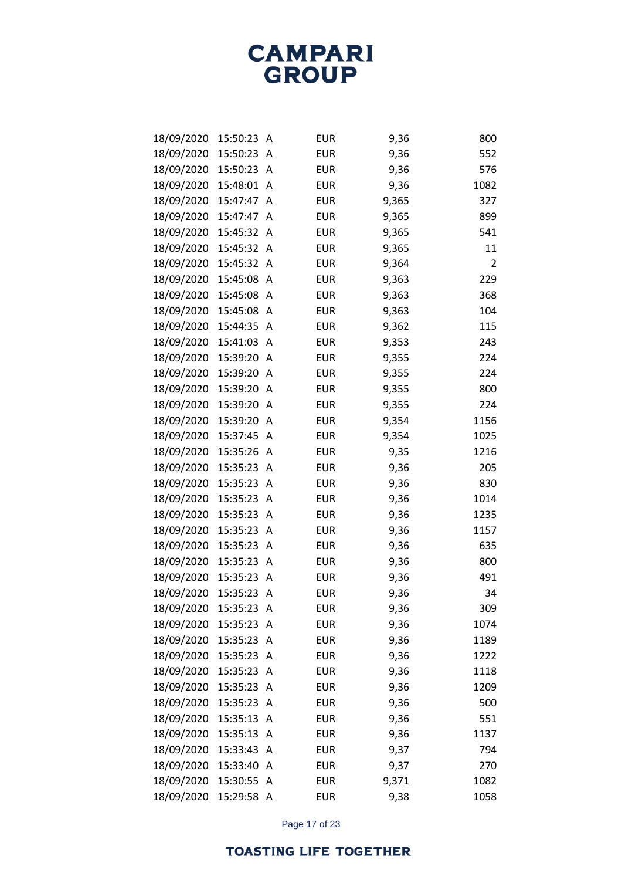| | | | | | |
|---|---|---|---|---|---|
| 18/09/2020 | 15:50:23 | A | EUR | 9,36 | 800 |
| 18/09/2020 | 15:50:23 | A | EUR | 9,36 | 552 |
| 18/09/2020 | 15:50:23 | A | EUR | 9,36 | 576 |
| 18/09/2020 | 15:48:01 | A | EUR | 9,36 | 1082 |
| 18/09/2020 | 15:47:47 | A | EUR | 9,365 | 327 |
| 18/09/2020 | 15:47:47 | A | EUR | 9,365 | 899 |
| 18/09/2020 | 15:45:32 | A | EUR | 9,365 | 541 |
| 18/09/2020 | 15:45:32 | A | EUR | 9,365 | 11 |
| 18/09/2020 | 15:45:32 | A | EUR | 9,364 | 2 |
| 18/09/2020 | 15:45:08 | A | EUR | 9,363 | 229 |
| 18/09/2020 | 15:45:08 | A | EUR | 9,363 | 368 |
| 18/09/2020 | 15:45:08 | A | EUR | 9,363 | 104 |
| 18/09/2020 | 15:44:35 | A | EUR | 9,362 | 115 |
| 18/09/2020 | 15:41:03 | A | EUR | 9,353 | 243 |
| 18/09/2020 | 15:39:20 | A | EUR | 9,355 | 224 |
| 18/09/2020 | 15:39:20 | A | EUR | 9,355 | 224 |
| 18/09/2020 | 15:39:20 | A | EUR | 9,355 | 800 |
| 18/09/2020 | 15:39:20 | A | EUR | 9,355 | 224 |
| 18/09/2020 | 15:39:20 | A | EUR | 9,354 | 1156 |
| 18/09/2020 | 15:37:45 | A | EUR | 9,354 | 1025 |
| 18/09/2020 | 15:35:26 | A | EUR | 9,35 | 1216 |
| 18/09/2020 | 15:35:23 | A | EUR | 9,36 | 205 |
| 18/09/2020 | 15:35:23 | A | EUR | 9,36 | 830 |
| 18/09/2020 | 15:35:23 | A | EUR | 9,36 | 1014 |
| 18/09/2020 | 15:35:23 | A | EUR | 9,36 | 1235 |
| 18/09/2020 | 15:35:23 | A | EUR | 9,36 | 1157 |
| 18/09/2020 | 15:35:23 | A | EUR | 9,36 | 635 |
| 18/09/2020 | 15:35:23 | A | EUR | 9,36 | 800 |
| 18/09/2020 | 15:35:23 | A | EUR | 9,36 | 491 |
| 18/09/2020 | 15:35:23 | A | EUR | 9,36 | 34 |
| 18/09/2020 | 15:35:23 | A | EUR | 9,36 | 309 |
| 18/09/2020 | 15:35:23 | A | EUR | 9,36 | 1074 |
| 18/09/2020 | 15:35:23 | A | EUR | 9,36 | 1189 |
| 18/09/2020 | 15:35:23 | A | EUR | 9,36 | 1222 |
| 18/09/2020 | 15:35:23 | A | EUR | 9,36 | 1118 |
| 18/09/2020 | 15:35:23 | A | EUR | 9,36 | 1209 |
| 18/09/2020 | 15:35:23 | A | EUR | 9,36 | 500 |
| 18/09/2020 | 15:35:13 | A | EUR | 9,36 | 551 |
| 18/09/2020 | 15:35:13 | A | EUR | 9,36 | 1137 |
| 18/09/2020 | 15:33:43 | A | EUR | 9,37 | 794 |
| 18/09/2020 | 15:33:40 | A | EUR | 9,37 | 270 |
| 18/09/2020 | 15:30:55 | A | EUR | 9,371 | 1082 |
| 18/09/2020 | 15:29:58 | A | EUR | 9,38 | 1058 |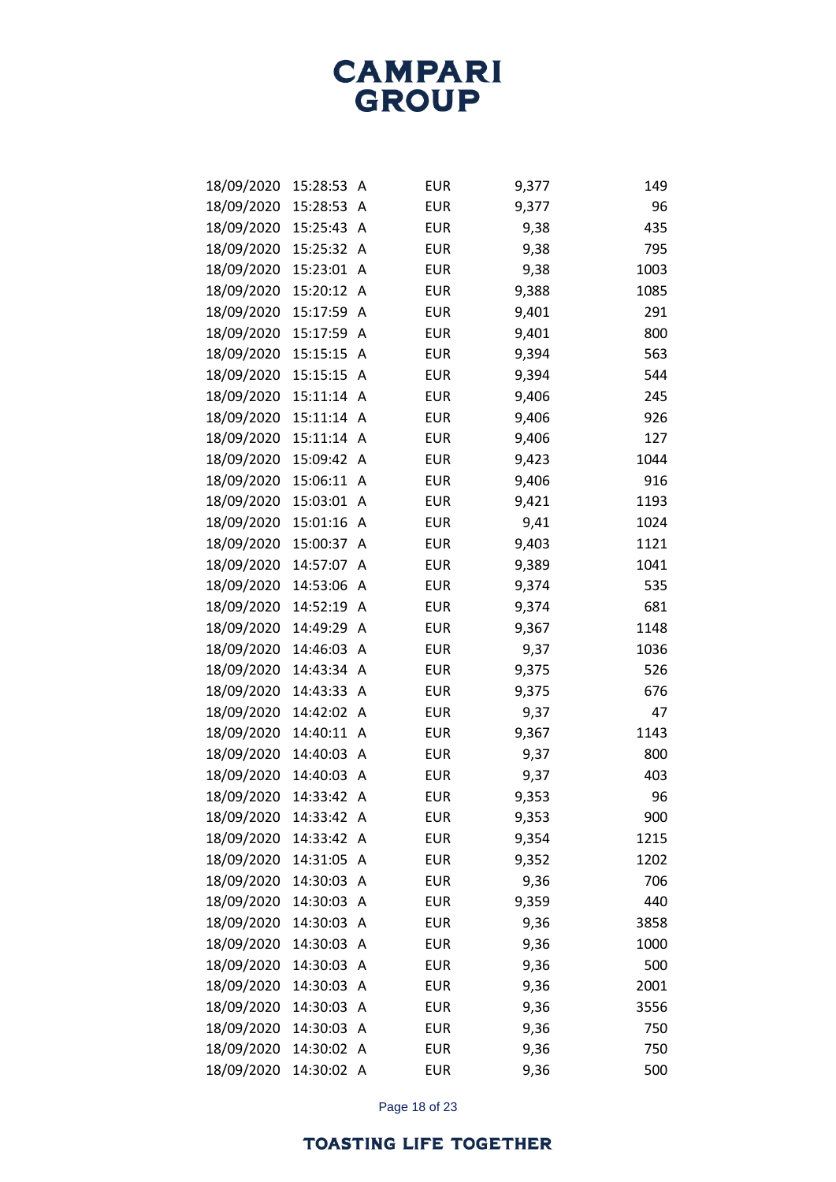| | | | | | |
|---|---|---|---|---|---|
| 18/09/2020 | 15:28:53 | A | EUR | 9,377 | 149 |
| 18/09/2020 | 15:28:53 | A | EUR | 9,377 | 96 |
| 18/09/2020 | 15:25:43 | A | EUR | 9,38 | 435 |
| 18/09/2020 | 15:25:32 | A | EUR | 9,38 | 795 |
| 18/09/2020 | 15:23:01 | A | EUR | 9,38 | 1003 |
| 18/09/2020 | 15:20:12 | A | EUR | 9,388 | 1085 |
| 18/09/2020 | 15:17:59 | A | EUR | 9,401 | 291 |
| 18/09/2020 | 15:17:59 | A | EUR | 9,401 | 800 |
| 18/09/2020 | 15:15:15 | A | EUR | 9,394 | 563 |
| 18/09/2020 | 15:15:15 | A | EUR | 9,394 | 544 |
| 18/09/2020 | 15:11:14 | A | EUR | 9,406 | 245 |
| 18/09/2020 | 15:11:14 | A | EUR | 9,406 | 926 |
| 18/09/2020 | 15:11:14 | A | EUR | 9,406 | 127 |
| 18/09/2020 | 15:09:42 | A | EUR | 9,423 | 1044 |
| 18/09/2020 | 15:06:11 | A | EUR | 9,406 | 916 |
| 18/09/2020 | 15:03:01 | A | EUR | 9,421 | 1193 |
| 18/09/2020 | 15:01:16 | A | EUR | 9,41 | 1024 |
| 18/09/2020 | 15:00:37 | A | EUR | 9,403 | 1121 |
| 18/09/2020 | 14:57:07 | A | EUR | 9,389 | 1041 |
| 18/09/2020 | 14:53:06 | A | EUR | 9,374 | 535 |
| 18/09/2020 | 14:52:19 | A | EUR | 9,374 | 681 |
| 18/09/2020 | 14:49:29 | A | EUR | 9,367 | 1148 |
| 18/09/2020 | 14:46:03 | A | EUR | 9,37 | 1036 |
| 18/09/2020 | 14:43:34 | A | EUR | 9,375 | 526 |
| 18/09/2020 | 14:43:33 | A | EUR | 9,375 | 676 |
| 18/09/2020 | 14:42:02 | A | EUR | 9,37 | 47 |
| 18/09/2020 | 14:40:11 | A | EUR | 9,367 | 1143 |
| 18/09/2020 | 14:40:03 | A | EUR | 9,37 | 800 |
| 18/09/2020 | 14:40:03 | A | EUR | 9,37 | 403 |
| 18/09/2020 | 14:33:42 | A | EUR | 9,353 | 96 |
| 18/09/2020 | 14:33:42 | A | EUR | 9,353 | 900 |
| 18/09/2020 | 14:33:42 | A | EUR | 9,354 | 1215 |
| 18/09/2020 | 14:31:05 | A | EUR | 9,352 | 1202 |
| 18/09/2020 | 14:30:03 | A | EUR | 9,36 | 706 |
| 18/09/2020 | 14:30:03 | A | EUR | 9,359 | 440 |
| 18/09/2020 | 14:30:03 | A | EUR | 9,36 | 3858 |
| 18/09/2020 | 14:30:03 | A | EUR | 9,36 | 1000 |
| 18/09/2020 | 14:30:03 | A | EUR | 9,36 | 500 |
| 18/09/2020 | 14:30:03 | A | EUR | 9,36 | 2001 |
| 18/09/2020 | 14:30:03 | A | EUR | 9,36 | 3556 |
| 18/09/2020 | 14:30:03 | A | EUR | 9,36 | 750 |
| 18/09/2020 | 14:30:02 | A | EUR | 9,36 | 750 |
| 18/09/2020 | 14:30:02 | A | EUR | 9,36 | 500 |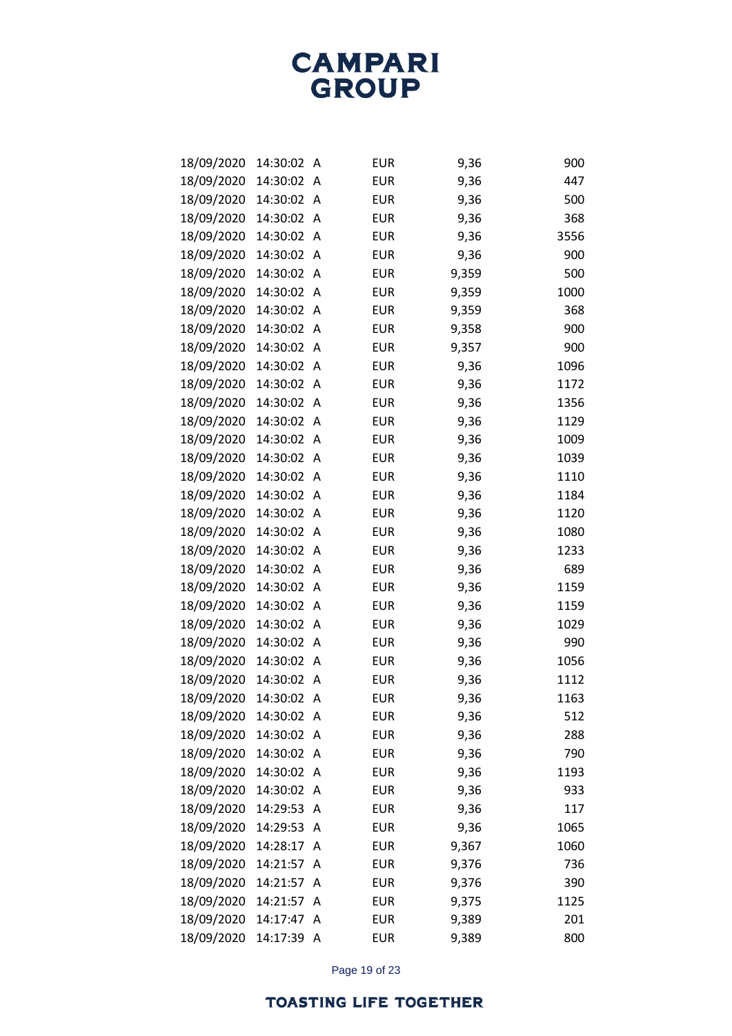| | | | | | |
|---|---|---|---|---|---|
| 18/09/2020 | 14:30:02 | A | EUR | 9,36 | 900 |
| 18/09/2020 | 14:30:02 | A | EUR | 9,36 | 447 |
| 18/09/2020 | 14:30:02 | A | EUR | 9,36 | 500 |
| 18/09/2020 | 14:30:02 | A | EUR | 9,36 | 368 |
| 18/09/2020 | 14:30:02 | A | EUR | 9,36 | 3556 |
| 18/09/2020 | 14:30:02 | A | EUR | 9,36 | 900 |
| 18/09/2020 | 14:30:02 | A | EUR | 9,359 | 500 |
| 18/09/2020 | 14:30:02 | A | EUR | 9,359 | 1000 |
| 18/09/2020 | 14:30:02 | A | EUR | 9,359 | 368 |
| 18/09/2020 | 14:30:02 | A | EUR | 9,358 | 900 |
| 18/09/2020 | 14:30:02 | A | EUR | 9,357 | 900 |
| 18/09/2020 | 14:30:02 | A | EUR | 9,36 | 1096 |
| 18/09/2020 | 14:30:02 | A | EUR | 9,36 | 1172 |
| 18/09/2020 | 14:30:02 | A | EUR | 9,36 | 1356 |
| 18/09/2020 | 14:30:02 | A | EUR | 9,36 | 1129 |
| 18/09/2020 | 14:30:02 | A | EUR | 9,36 | 1009 |
| 18/09/2020 | 14:30:02 | A | EUR | 9,36 | 1039 |
| 18/09/2020 | 14:30:02 | A | EUR | 9,36 | 1110 |
| 18/09/2020 | 14:30:02 | A | EUR | 9,36 | 1184 |
| 18/09/2020 | 14:30:02 | A | EUR | 9,36 | 1120 |
| 18/09/2020 | 14:30:02 | A | EUR | 9,36 | 1080 |
| 18/09/2020 | 14:30:02 | A | EUR | 9,36 | 1233 |
| 18/09/2020 | 14:30:02 | A | EUR | 9,36 | 689 |
| 18/09/2020 | 14:30:02 | A | EUR | 9,36 | 1159 |
| 18/09/2020 | 14:30:02 | A | EUR | 9,36 | 1159 |
| 18/09/2020 | 14:30:02 | A | EUR | 9,36 | 1029 |
| 18/09/2020 | 14:30:02 | A | EUR | 9,36 | 990 |
| 18/09/2020 | 14:30:02 | A | EUR | 9,36 | 1056 |
| 18/09/2020 | 14:30:02 | A | EUR | 9,36 | 1112 |
| 18/09/2020 | 14:30:02 | A | EUR | 9,36 | 1163 |
| 18/09/2020 | 14:30:02 | A | EUR | 9,36 | 512 |
| 18/09/2020 | 14:30:02 | A | EUR | 9,36 | 288 |
| 18/09/2020 | 14:30:02 | A | EUR | 9,36 | 790 |
| 18/09/2020 | 14:30:02 | A | EUR | 9,36 | 1193 |
| 18/09/2020 | 14:30:02 | A | EUR | 9,36 | 933 |
| 18/09/2020 | 14:29:53 | A | EUR | 9,36 | 117 |
| 18/09/2020 | 14:29:53 | A | EUR | 9,36 | 1065 |
| 18/09/2020 | 14:28:17 | A | EUR | 9,367 | 1060 |
| 18/09/2020 | 14:21:57 | A | EUR | 9,376 | 736 |
| 18/09/2020 | 14:21:57 | A | EUR | 9,376 | 390 |
| 18/09/2020 | 14:21:57 | A | EUR | 9,375 | 1125 |
| 18/09/2020 | 14:17:47 | A | EUR | 9,389 | 201 |
| 18/09/2020 | 14:17:39 | A | EUR | 9,389 | 800 |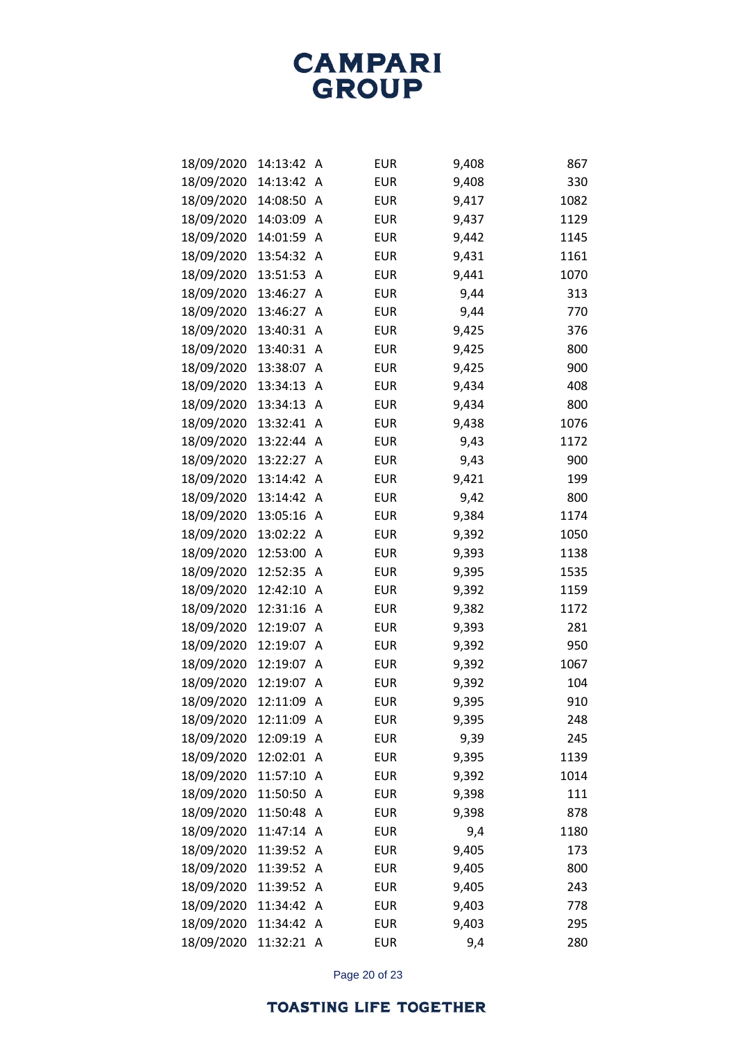| | | | | | |
|---|---|---|---|---|---|
| 18/09/2020 | 14:13:42 | A | EUR | 9,408 | 867 |
| 18/09/2020 | 14:13:42 | A | EUR | 9,408 | 330 |
| 18/09/2020 | 14:08:50 | A | EUR | 9,417 | 1082 |
| 18/09/2020 | 14:03:09 | A | EUR | 9,437 | 1129 |
| 18/09/2020 | 14:01:59 | A | EUR | 9,442 | 1145 |
| 18/09/2020 | 13:54:32 | A | EUR | 9,431 | 1161 |
| 18/09/2020 | 13:51:53 | A | EUR | 9,441 | 1070 |
| 18/09/2020 | 13:46:27 | A | EUR | 9,44 | 313 |
| 18/09/2020 | 13:46:27 | A | EUR | 9,44 | 770 |
| 18/09/2020 | 13:40:31 | A | EUR | 9,425 | 376 |
| 18/09/2020 | 13:40:31 | A | EUR | 9,425 | 800 |
| 18/09/2020 | 13:38:07 | A | EUR | 9,425 | 900 |
| 18/09/2020 | 13:34:13 | A | EUR | 9,434 | 408 |
| 18/09/2020 | 13:34:13 | A | EUR | 9,434 | 800 |
| 18/09/2020 | 13:32:41 | A | EUR | 9,438 | 1076 |
| 18/09/2020 | 13:22:44 | A | EUR | 9,43 | 1172 |
| 18/09/2020 | 13:22:27 | A | EUR | 9,43 | 900 |
| 18/09/2020 | 13:14:42 | A | EUR | 9,421 | 199 |
| 18/09/2020 | 13:14:42 | A | EUR | 9,42 | 800 |
| 18/09/2020 | 13:05:16 | A | EUR | 9,384 | 1174 |
| 18/09/2020 | 13:02:22 | A | EUR | 9,392 | 1050 |
| 18/09/2020 | 12:53:00 | A | EUR | 9,393 | 1138 |
| 18/09/2020 | 12:52:35 | A | EUR | 9,395 | 1535 |
| 18/09/2020 | 12:42:10 | A | EUR | 9,392 | 1159 |
| 18/09/2020 | 12:31:16 | A | EUR | 9,382 | 1172 |
| 18/09/2020 | 12:19:07 | A | EUR | 9,393 | 281 |
| 18/09/2020 | 12:19:07 | A | EUR | 9,392 | 950 |
| 18/09/2020 | 12:19:07 | A | EUR | 9,392 | 1067 |
| 18/09/2020 | 12:19:07 | A | EUR | 9,392 | 104 |
| 18/09/2020 | 12:11:09 | A | EUR | 9,395 | 910 |
| 18/09/2020 | 12:11:09 | A | EUR | 9,395 | 248 |
| 18/09/2020 | 12:09:19 | A | EUR | 9,39 | 245 |
| 18/09/2020 | 12:02:01 | A | EUR | 9,395 | 1139 |
| 18/09/2020 | 11:57:10 | A | EUR | 9,392 | 1014 |
| 18/09/2020 | 11:50:50 | A | EUR | 9,398 | 111 |
| 18/09/2020 | 11:50:48 | A | EUR | 9,398 | 878 |
| 18/09/2020 | 11:47:14 | A | EUR | 9,4 | 1180 |
| 18/09/2020 | 11:39:52 | A | EUR | 9,405 | 173 |
| 18/09/2020 | 11:39:52 | A | EUR | 9,405 | 800 |
| 18/09/2020 | 11:39:52 | A | EUR | 9,405 | 243 |
| 18/09/2020 | 11:34:42 | A | EUR | 9,403 | 778 |
| 18/09/2020 | 11:34:42 | A | EUR | 9,403 | 295 |
| 18/09/2020 | 11:32:21 | A | EUR | 9,4 | 280 |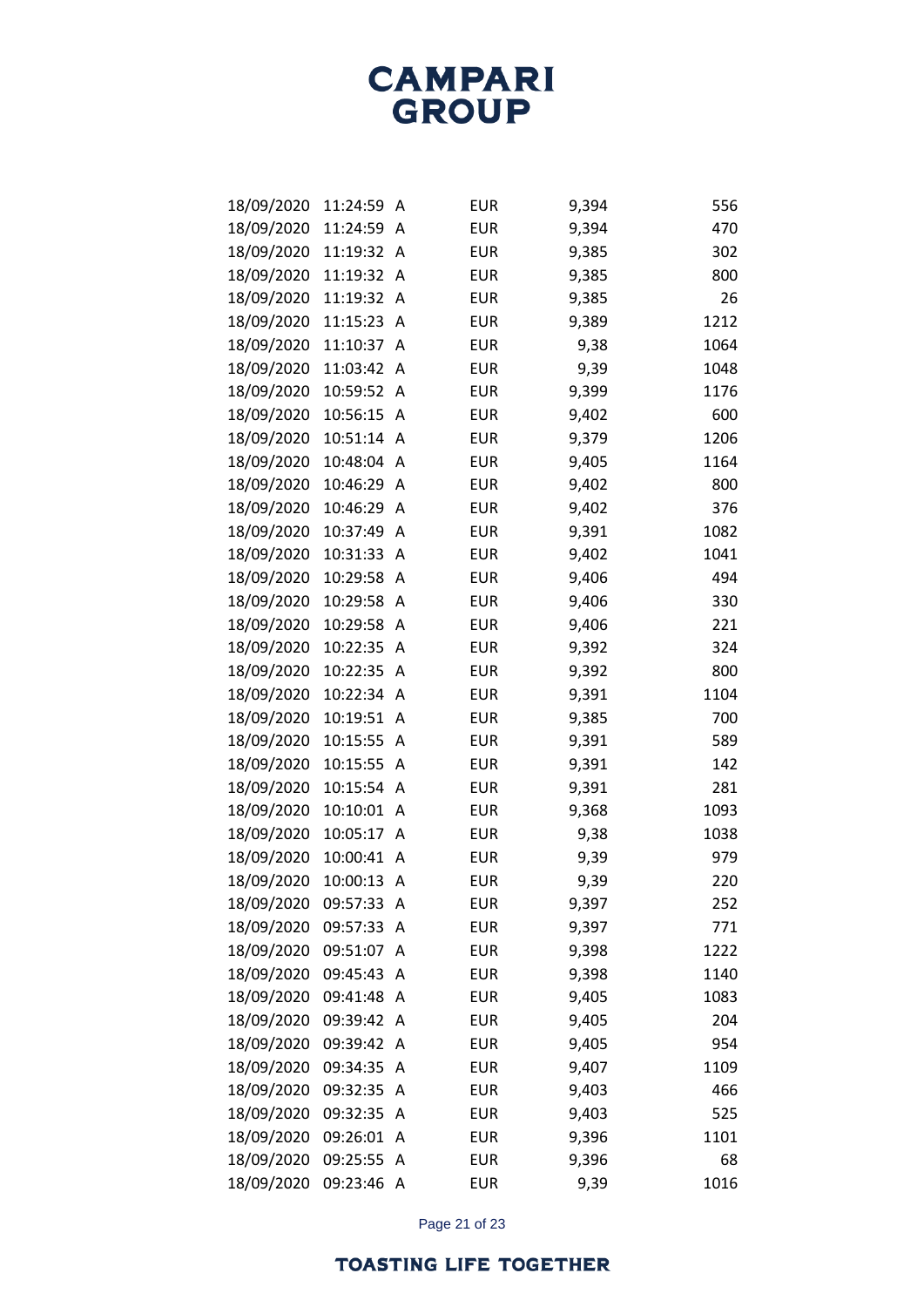# CAMPARI GROUP

| | | | | | |
|---|---|---|---|---|---|
| 18/09/2020 | 11:24:59 | A | EUR | 9,394 | 556 |
| 18/09/2020 | 11:24:59 | A | EUR | 9,394 | 470 |
| 18/09/2020 | 11:19:32 | A | EUR | 9,385 | 302 |
| 18/09/2020 | 11:19:32 | A | EUR | 9,385 | 800 |
| 18/09/2020 | 11:19:32 | A | EUR | 9,385 | 26 |
| 18/09/2020 | 11:15:23 | A | EUR | 9,389 | 1212 |
| 18/09/2020 | 11:10:37 | A | EUR | 9,38 | 1064 |
| 18/09/2020 | 11:03:42 | A | EUR | 9,39 | 1048 |
| 18/09/2020 | 10:59:52 | A | EUR | 9,399 | 1176 |
| 18/09/2020 | 10:56:15 | A | EUR | 9,402 | 600 |
| 18/09/2020 | 10:51:14 | A | EUR | 9,379 | 1206 |
| 18/09/2020 | 10:48:04 | A | EUR | 9,405 | 1164 |
| 18/09/2020 | 10:46:29 | A | EUR | 9,402 | 800 |
| 18/09/2020 | 10:46:29 | A | EUR | 9,402 | 376 |
| 18/09/2020 | 10:37:49 | A | EUR | 9,391 | 1082 |
| 18/09/2020 | 10:31:33 | A | EUR | 9,402 | 1041 |
| 18/09/2020 | 10:29:58 | A | EUR | 9,406 | 494 |
| 18/09/2020 | 10:29:58 | A | EUR | 9,406 | 330 |
| 18/09/2020 | 10:29:58 | A | EUR | 9,406 | 221 |
| 18/09/2020 | 10:22:35 | A | EUR | 9,392 | 324 |
| 18/09/2020 | 10:22:35 | A | EUR | 9,392 | 800 |
| 18/09/2020 | 10:22:34 | A | EUR | 9,391 | 1104 |
| 18/09/2020 | 10:19:51 | A | EUR | 9,385 | 700 |
| 18/09/2020 | 10:15:55 | A | EUR | 9,391 | 589 |
| 18/09/2020 | 10:15:55 | A | EUR | 9,391 | 142 |
| 18/09/2020 | 10:15:54 | A | EUR | 9,391 | 281 |
| 18/09/2020 | 10:10:01 | A | EUR | 9,368 | 1093 |
| 18/09/2020 | 10:05:17 | A | EUR | 9,38 | 1038 |
| 18/09/2020 | 10:00:41 | A | EUR | 9,39 | 979 |
| 18/09/2020 | 10:00:13 | A | EUR | 9,39 | 220 |
| 18/09/2020 | 09:57:33 | A | EUR | 9,397 | 252 |
| 18/09/2020 | 09:57:33 | A | EUR | 9,397 | 771 |
| 18/09/2020 | 09:51:07 | A | EUR | 9,398 | 1222 |
| 18/09/2020 | 09:45:43 | A | EUR | 9,398 | 1140 |
| 18/09/2020 | 09:41:48 | A | EUR | 9,405 | 1083 |
| 18/09/2020 | 09:39:42 | A | EUR | 9,405 | 204 |
| 18/09/2020 | 09:39:42 | A | EUR | 9,405 | 954 |
| 18/09/2020 | 09:34:35 | A | EUR | 9,407 | 1109 |
| 18/09/2020 | 09:32:35 | A | EUR | 9,403 | 466 |
| 18/09/2020 | 09:32:35 | A | EUR | 9,403 | 525 |
| 18/09/2020 | 09:26:01 | A | EUR | 9,396 | 1101 |
| 18/09/2020 | 09:25:55 | A | EUR | 9,396 | 68 |
| 18/09/2020 | 09:23:46 | A | EUR | 9,39 | 1016 |

TOASTING LIFE TOGETHER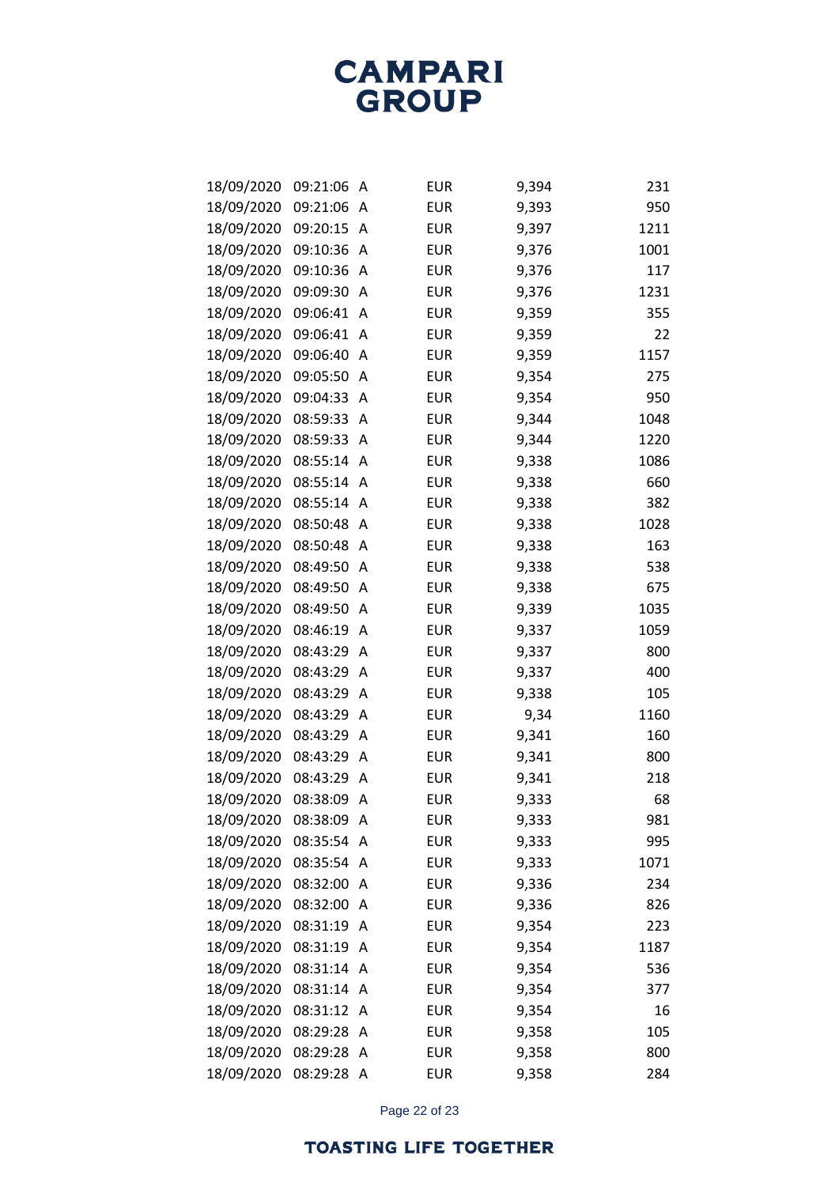| | | | | | |
|---|---|---|---|---|---|
| 18/09/2020 | 09:21:06 | A | EUR | 9,394 | 231 |
| 18/09/2020 | 09:21:06 | A | EUR | 9,393 | 950 |
| 18/09/2020 | 09:20:15 | A | EUR | 9,397 | 1211 |
| 18/09/2020 | 09:10:36 | A | EUR | 9,376 | 1001 |
| 18/09/2020 | 09:10:36 | A | EUR | 9,376 | 117 |
| 18/09/2020 | 09:09:30 | A | EUR | 9,376 | 1231 |
| 18/09/2020 | 09:06:41 | A | EUR | 9,359 | 355 |
| 18/09/2020 | 09:06:41 | A | EUR | 9,359 | 22 |
| 18/09/2020 | 09:06:40 | A | EUR | 9,359 | 1157 |
| 18/09/2020 | 09:05:50 | A | EUR | 9,354 | 275 |
| 18/09/2020 | 09:04:33 | A | EUR | 9,354 | 950 |
| 18/09/2020 | 08:59:33 | A | EUR | 9,344 | 1048 |
| 18/09/2020 | 08:59:33 | A | EUR | 9,344 | 1220 |
| 18/09/2020 | 08:55:14 | A | EUR | 9,338 | 1086 |
| 18/09/2020 | 08:55:14 | A | EUR | 9,338 | 660 |
| 18/09/2020 | 08:55:14 | A | EUR | 9,338 | 382 |
| 18/09/2020 | 08:50:48 | A | EUR | 9,338 | 1028 |
| 18/09/2020 | 08:50:48 | A | EUR | 9,338 | 163 |
| 18/09/2020 | 08:49:50 | A | EUR | 9,338 | 538 |
| 18/09/2020 | 08:49:50 | A | EUR | 9,338 | 675 |
| 18/09/2020 | 08:49:50 | A | EUR | 9,339 | 1035 |
| 18/09/2020 | 08:46:19 | A | EUR | 9,337 | 1059 |
| 18/09/2020 | 08:43:29 | A | EUR | 9,337 | 800 |
| 18/09/2020 | 08:43:29 | A | EUR | 9,337 | 400 |
| 18/09/2020 | 08:43:29 | A | EUR | 9,338 | 105 |
| 18/09/2020 | 08:43:29 | A | EUR | 9,34 | 1160 |
| 18/09/2020 | 08:43:29 | A | EUR | 9,341 | 160 |
| 18/09/2020 | 08:43:29 | A | EUR | 9,341 | 800 |
| 18/09/2020 | 08:43:29 | A | EUR | 9,341 | 218 |
| 18/09/2020 | 08:38:09 | A | EUR | 9,333 | 68 |
| 18/09/2020 | 08:38:09 | A | EUR | 9,333 | 981 |
| 18/09/2020 | 08:35:54 | A | EUR | 9,333 | 995 |
| 18/09/2020 | 08:35:54 | A | EUR | 9,333 | 1071 |
| 18/09/2020 | 08:32:00 | A | EUR | 9,336 | 234 |
| 18/09/2020 | 08:32:00 | A | EUR | 9,336 | 826 |
| 18/09/2020 | 08:31:19 | A | EUR | 9,354 | 223 |
| 18/09/2020 | 08:31:19 | A | EUR | 9,354 | 1187 |
| 18/09/2020 | 08:31:14 | A | EUR | 9,354 | 536 |
| 18/09/2020 | 08:31:14 | A | EUR | 9,354 | 377 |
| 18/09/2020 | 08:31:12 | A | EUR | 9,354 | 16 |
| 18/09/2020 | 08:29:28 | A | EUR | 9,358 | 105 |
| 18/09/2020 | 08:29:28 | A | EUR | 9,358 | 800 |
| 18/09/2020 | 08:29:28 | A | EUR | 9,358 | 284 |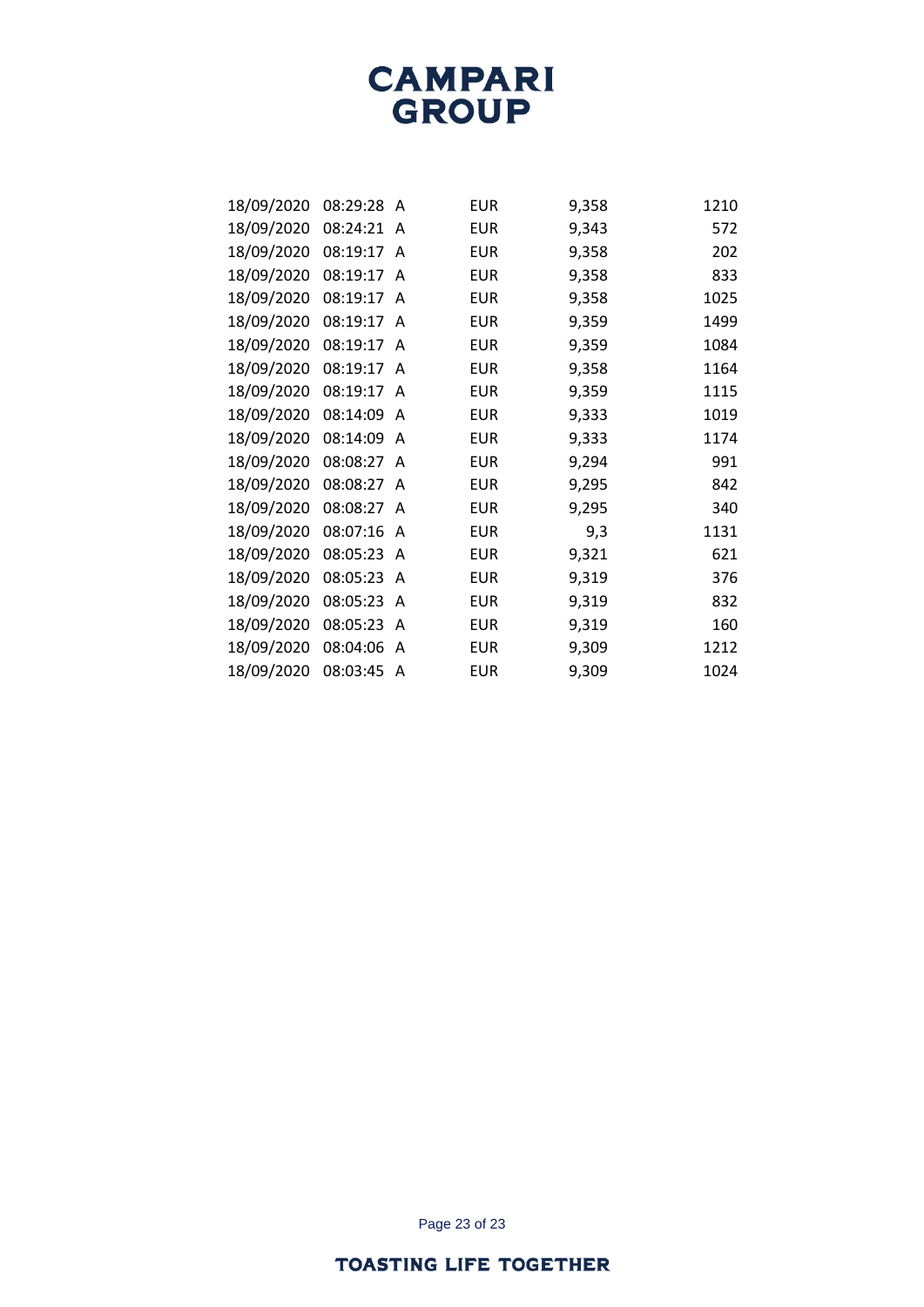| | | | | | |
|---|---|---|---|---|---|
| 18/09/2020 | 08:29:28 | A | EUR | 9,358 | 1210 |
| 18/09/2020 | 08:24:21 | A | EUR | 9,343 | 572 |
| 18/09/2020 | 08:19:17 | A | EUR | 9,358 | 202 |
| 18/09/2020 | 08:19:17 | A | EUR | 9,358 | 833 |
| 18/09/2020 | 08:19:17 | A | EUR | 9,358 | 1025 |
| 18/09/2020 | 08:19:17 | A | EUR | 9,359 | 1499 |
| 18/09/2020 | 08:19:17 | A | EUR | 9,359 | 1084 |
| 18/09/2020 | 08:19:17 | A | EUR | 9,358 | 1164 |
| 18/09/2020 | 08:19:17 | A | EUR | 9,359 | 1115 |
| 18/09/2020 | 08:14:09 | A | EUR | 9,333 | 1019 |
| 18/09/2020 | 08:14:09 | A | EUR | 9,333 | 1174 |
| 18/09/2020 | 08:08:27 | A | EUR | 9,294 | 991 |
| 18/09/2020 | 08:08:27 | A | EUR | 9,295 | 842 |
| 18/09/2020 | 08:08:27 | A | EUR | 9,295 | 340 |
| 18/09/2020 | 08:07:16 | A | EUR | 9,3 | 1131 |
| 18/09/2020 | 08:05:23 | A | EUR | 9,321 | 621 |
| 18/09/2020 | 08:05:23 | A | EUR | 9,319 | 376 |
| 18/09/2020 | 08:05:23 | A | EUR | 9,319 | 832 |
| 18/09/2020 | 08:05:23 | A | EUR | 9,319 | 160 |
| 18/09/2020 | 08:04:06 | A | EUR | 9,309 | 1212 |
| 18/09/2020 | 08:03:45 | A | EUR | 9,309 | 1024 |